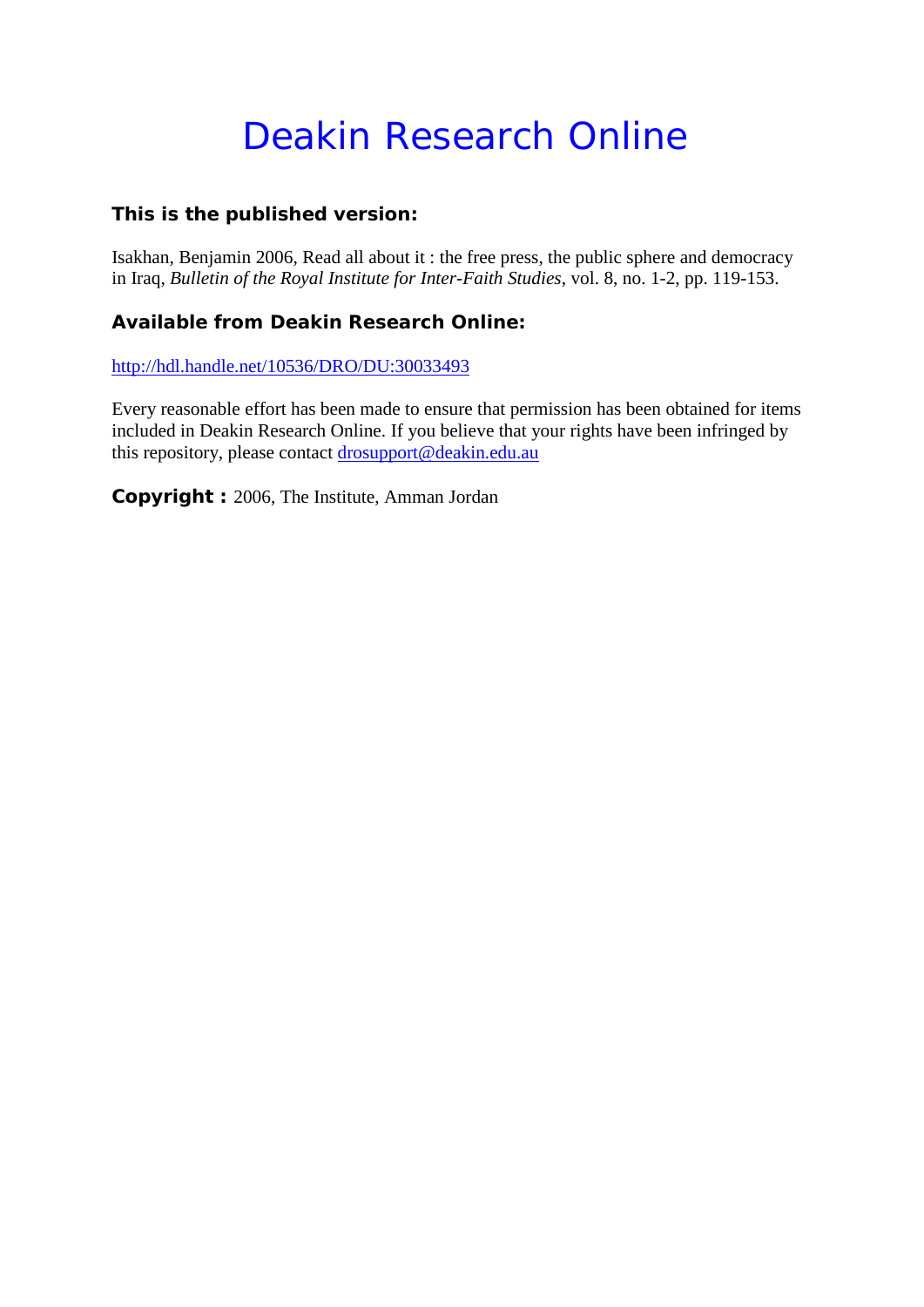# Deakin Research Online

### This is the published version:

Isakhan, Benjamin 2006, Read all about it : the free press, the public sphere and democracy in Iraq, *Bulletin of the Royal Institute for Inter-Faith Studies*, vol. 8, no. 1-2, pp. 119-153.

### Available from Deakin Research Online:

http://hdl.handle.net/10536/DRO/DU:30033493

Every reasonable effort has been made to ensure that permission has been obtained for items included in Deakin Research Online. If you believe that your rights have been infringed by this repository, please contact drosupport@deakin.edu.au

**Copyright :** 2006, The Institute, Amman Jordan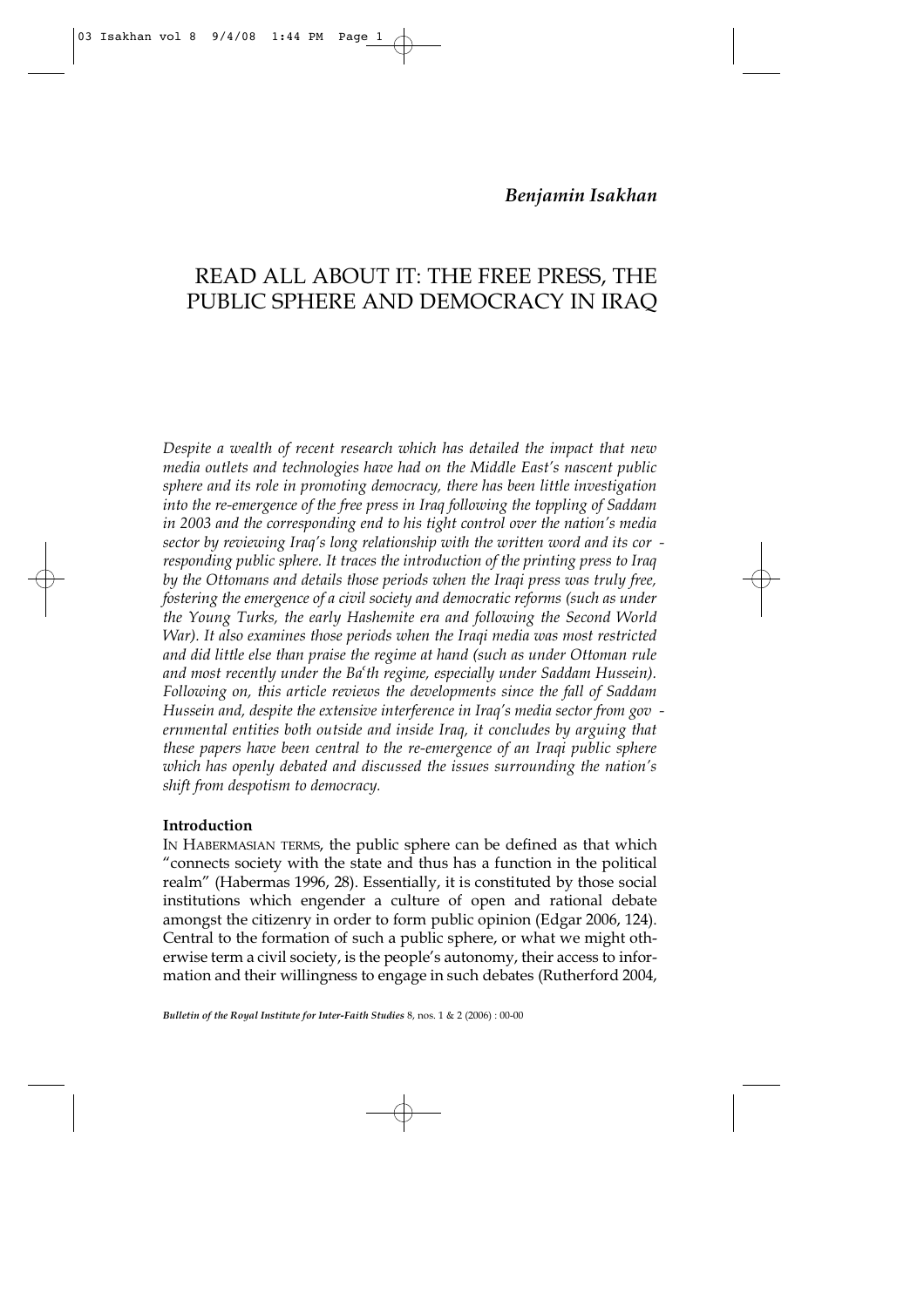*Benjamin Isakhan*

# READ ALL ABOUT IT: THE FREE PRESS, THE PUBLIC SPHERE AND DEMOCRACY IN IRAQ

*Despite a wealth of recent research which has detailed the impact that new media outlets and technologies have had on the Middle East's nascent public sphere and its role in promoting democracy, there has been little investigation into the re-emergence of the free press in Iraq following the toppling of Saddam in 2003 and the corresponding end to his tight control over the nation's media sector by reviewing Iraq's long relationship with the written word and its corresponding public sphere. It traces the introduction of the printing press to Iraq by the Ottomans and details those periods when the Iraqi press was truly free, fostering the emergence of a civil society and democratic reforms (such as under the Young Turks, the early Hashemite era and following the Second World War). It also examines those periods when the Iraqi media was most restricted and did little else than praise the regime at hand (such as under Ottoman rule and most recently under the Baʿth regime, especially under Saddam Hussein). Following on, this article reviews the developments since the fall of Saddam Hussein and, despite the extensive interference in Iraq's media sector from governmental entities both outside and inside Iraq, it concludes by arguing that these papers have been central to the re-emergence of an Iraqi public sphere which has openly debated and discussed the issues surrounding the nation's shift from despotism to democracy.*

## Introduction

IN HABERMASIAN TERMS, the public sphere can be defined as that which "connects society with the state and thus has a function in the political realm" (Habermas 1996, 28). Essentially, it is constituted by those social institutions which engender a culture of open and rational debate amongst the citizenry in order to form public opinion (Edgar 2006, 124). Central to the formation of such a public sphere, or what we might otherwise term a civil society, is the people's autonomy, their access to information and their willingness to engage in such debates (Rutherford 2004,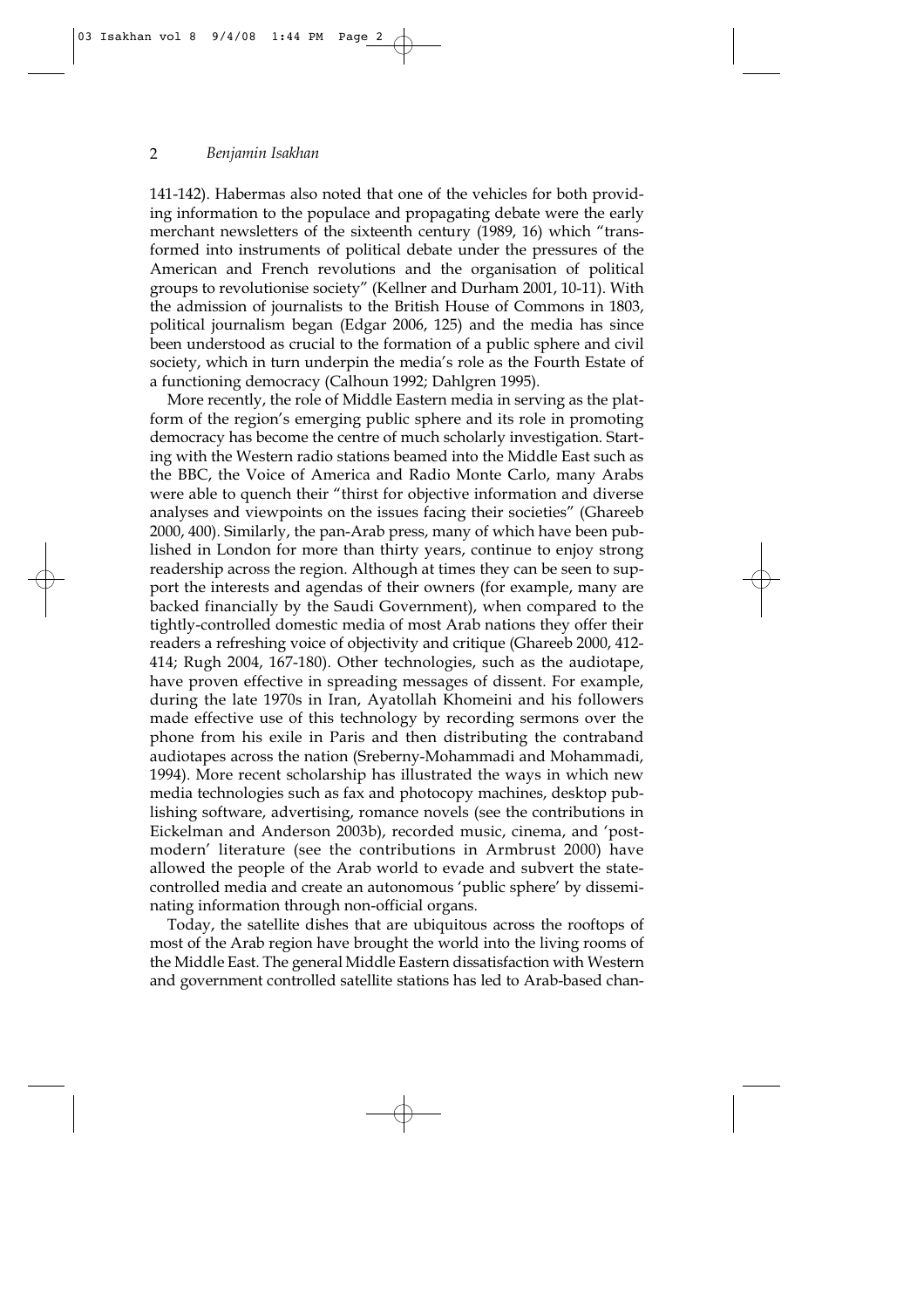141-142). Habermas also noted that one of the vehicles for both providing information to the populace and propagating debate were the early merchant newsletters of the sixteenth century (1989, 16) which "transformed into instruments of political debate under the pressures of the American and French revolutions and the organisation of political groups to revolutionise society" (Kellner and Durham 2001, 10-11). With the admission of journalists to the British House of Commons in 1803, political journalism began (Edgar 2006, 125) and the media has since been understood as crucial to the formation of a public sphere and civil society, which in turn underpin the media's role as the Fourth Estate of a functioning democracy (Calhoun 1992; Dahlgren 1995).

More recently, the role of Middle Eastern media in serving as the platform of the region's emerging public sphere and its role in promoting democracy has become the centre of much scholarly investigation. Starting with the Western radio stations beamed into the Middle East such as the BBC, the Voice of America and Radio Monte Carlo, many Arabs were able to quench their "thirst for objective information and diverse analyses and viewpoints on the issues facing their societies" (Ghareeb 2000, 400). Similarly, the pan-Arab press, many of which have been published in London for more than thirty years, continue to enjoy strong readership across the region. Although at times they can be seen to support the interests and agendas of their owners (for example, many are backed financially by the Saudi Government), when compared to the tightly-controlled domestic media of most Arab nations they offer their readers a refreshing voice of objectivity and critique (Ghareeb 2000, 412-414; Rugh 2004, 167-180). Other technologies, such as the audiotape, have proven effective in spreading messages of dissent. For example, during the late 1970s in Iran, Ayatollah Khomeini and his followers made effective use of this technology by recording sermons over the phone from his exile in Paris and then distributing the contraband audiotapes across the nation (Sreberny-Mohammadi and Mohammadi, 1994). More recent scholarship has illustrated the ways in which new media technologies such as fax and photocopy machines, desktop publishing software, advertising, romance novels (see the contributions in Eickelman and Anderson 2003b), recorded music, cinema, and 'postmodern' literature (see the contributions in Armbrust 2000) have allowed the people of the Arab world to evade and subvert the state-controlled media and create an autonomous 'public sphere' by disseminating information through non-official organs.

Today, the satellite dishes that are ubiquitous across the rooftops of most of the Arab region have brought the world into the living rooms of the Middle East. The general Middle Eastern dissatisfaction with Western and government controlled satellite stations has led to Arab-based chan-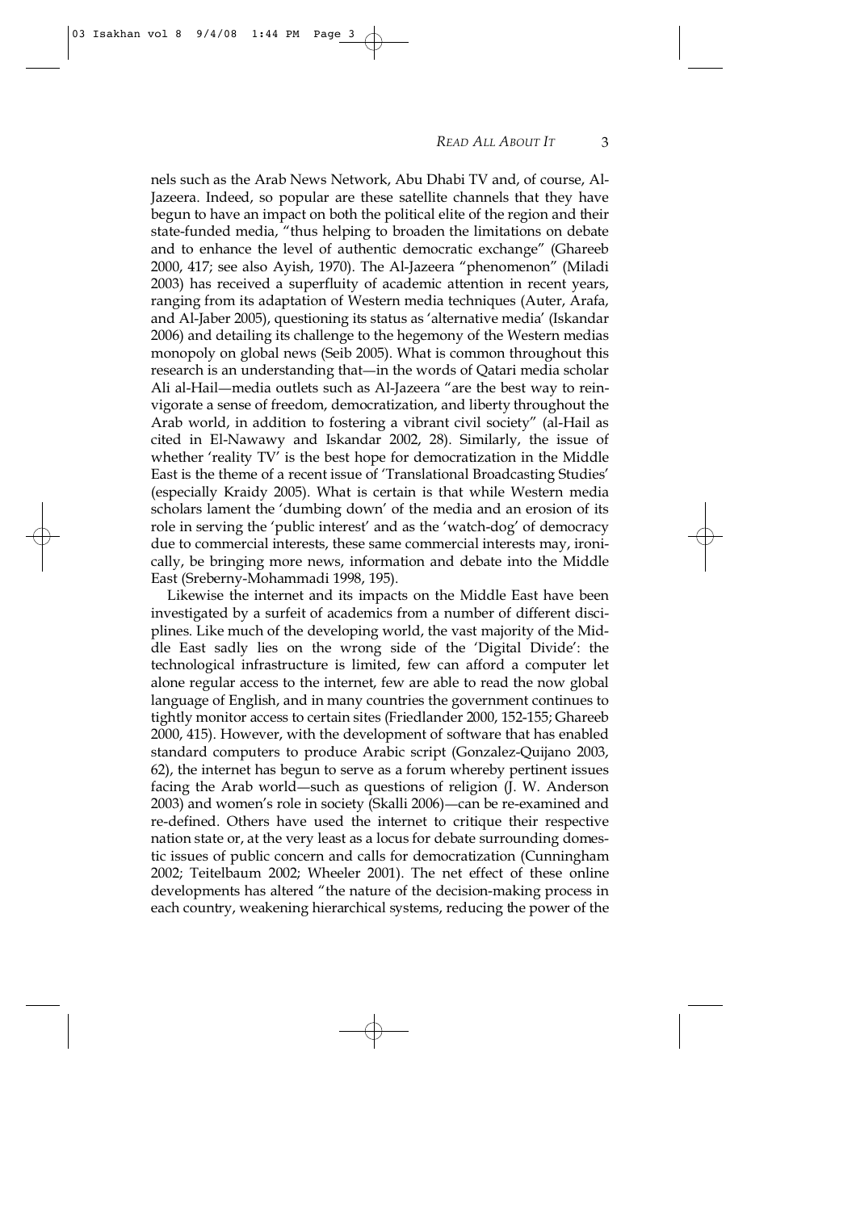nels such as the Arab News Network, Abu Dhabi TV and, of course, Al-Jazeera. Indeed, so popular are these satellite channels that they have begun to have an impact on both the political elite of the region and their state-funded media, "thus helping to broaden the limitations on debate and to enhance the level of authentic democratic exchange" (Ghareeb 2000, 417; see also Ayish, 1970). The Al-Jazeera "phenomenon" (Miladi 2003) has received a superfluity of academic attention in recent years, ranging from its adaptation of Western media techniques (Auter, Arafa, and Al-Jaber 2005), questioning its status as 'alternative media' (Iskandar 2006) and detailing its challenge to the hegemony of the Western medias monopoly on global news (Seib 2005). What is common throughout this research is an understanding that—in the words of Qatari media scholar Ali al-Hail—media outlets such as Al-Jazeera "are the best way to reinvigorate a sense of freedom, democratization, and liberty throughout the Arab world, in addition to fostering a vibrant civil society" (al-Hail as cited in El-Nawawy and Iskandar 2002, 28). Similarly, the issue of whether 'reality TV' is the best hope for democratization in the Middle East is the theme of a recent issue of 'Translational Broadcasting Studies' (especially Kraidy 2005). What is certain is that while Western media scholars lament the 'dumbing down' of the media and an erosion of its role in serving the 'public interest' and as the 'watch-dog' of democracy due to commercial interests, these same commercial interests may, ironically, be bringing more news, information and debate into the Middle East (Sreberny-Mohammadi 1998, 195).

Likewise the internet and its impacts on the Middle East have been investigated by a surfeit of academics from a number of different disciplines. Like much of the developing world, the vast majority of the Middle East sadly lies on the wrong side of the 'Digital Divide': the technological infrastructure is limited, few can afford a computer let alone regular access to the internet, few are able to read the now global language of English, and in many countries the government continues to tightly monitor access to certain sites (Friedlander 2000, 152-155; Ghareeb 2000, 415). However, with the development of software that has enabled standard computers to produce Arabic script (Gonzalez-Quijano 2003, 62), the internet has begun to serve as a forum whereby pertinent issues facing the Arab world—such as questions of religion (J. W. Anderson 2003) and women's role in society (Skalli 2006)—can be re-examined and re-defined. Others have used the internet to critique their respective nation state or, at the very least as a locus for debate surrounding domestic issues of public concern and calls for democratization (Cunningham 2002; Teitelbaum 2002; Wheeler 2001). The net effect of these online developments has altered "the nature of the decision-making process in each country, weakening hierarchical systems, reducing the power of the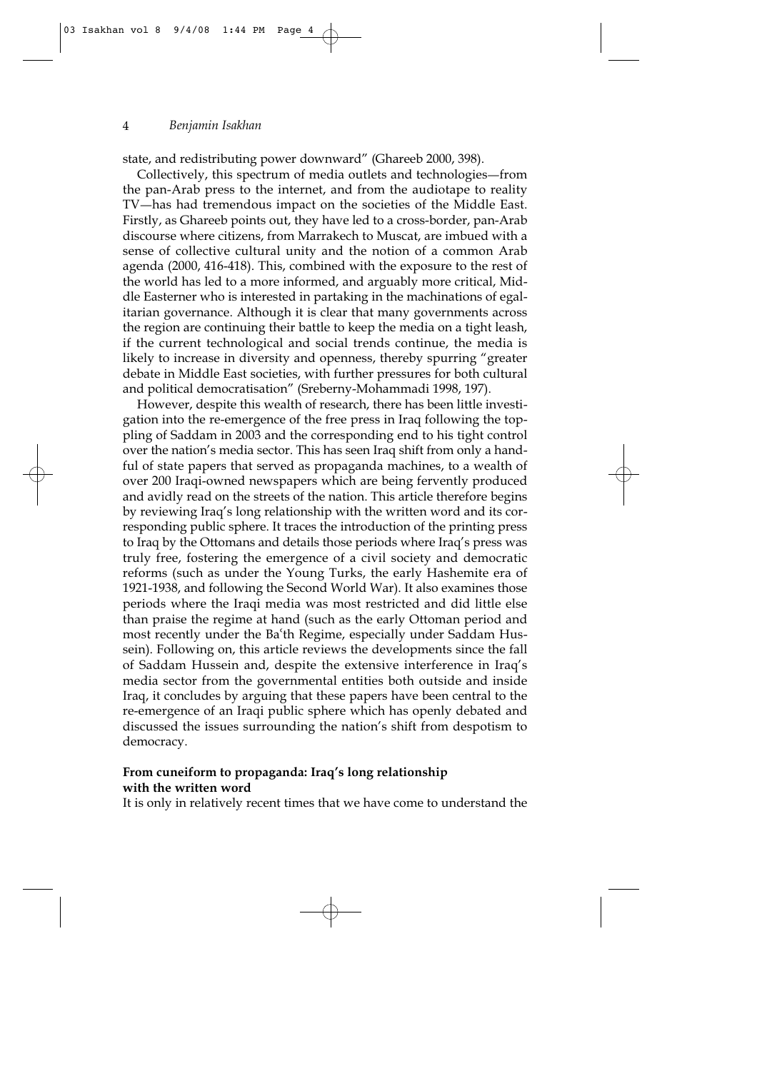state, and redistributing power downward" (Ghareeb 2000, 398).

Collectively, this spectrum of media outlets and technologies—from the pan-Arab press to the internet, and from the audiotape to reality TV—has had tremendous impact on the societies of the Middle East. Firstly, as Ghareeb points out, they have led to a cross-border, pan-Arab discourse where citizens, from Marrakech to Muscat, are imbued with a sense of collective cultural unity and the notion of a common Arab agenda (2000, 416-418). This, combined with the exposure to the rest of the world has led to a more informed, and arguably more critical, Middle Easterner who is interested in partaking in the machinations of egalitarian governance. Although it is clear that many governments across the region are continuing their battle to keep the media on a tight leash, if the current technological and social trends continue, the media is likely to increase in diversity and openness, thereby spurring "greater debate in Middle East societies, with further pressures for both cultural and political democratisation" (Sreberny-Mohammadi 1998, 197).

However, despite this wealth of research, there has been little investigation into the re-emergence of the free press in Iraq following the toppling of Saddam in 2003 and the corresponding end to his tight control over the nation's media sector. This has seen Iraq shift from only a handful of state papers that served as propaganda machines, to a wealth of over 200 Iraqi-owned newspapers which are being fervently produced and avidly read on the streets of the nation. This article therefore begins by reviewing Iraq's long relationship with the written word and its corresponding public sphere. It traces the introduction of the printing press to Iraq by the Ottomans and details those periods where Iraq's press was truly free, fostering the emergence of a civil society and democratic reforms (such as under the Young Turks, the early Hashemite era of 1921-1938, and following the Second World War). It also examines those periods where the Iraqi media was most restricted and did little else than praise the regime at hand (such as the early Ottoman period and most recently under the Ba'th Regime, especially under Saddam Hussein). Following on, this article reviews the developments since the fall of Saddam Hussein and, despite the extensive interference in Iraq's media sector from the governmental entities both outside and inside Iraq, it concludes by arguing that these papers have been central to the re-emergence of an Iraqi public sphere which has openly debated and discussed the issues surrounding the nation's shift from despotism to democracy.

## From cuneiform to propaganda: Iraq's long relationship with the written word

It is only in relatively recent times that we have come to understand the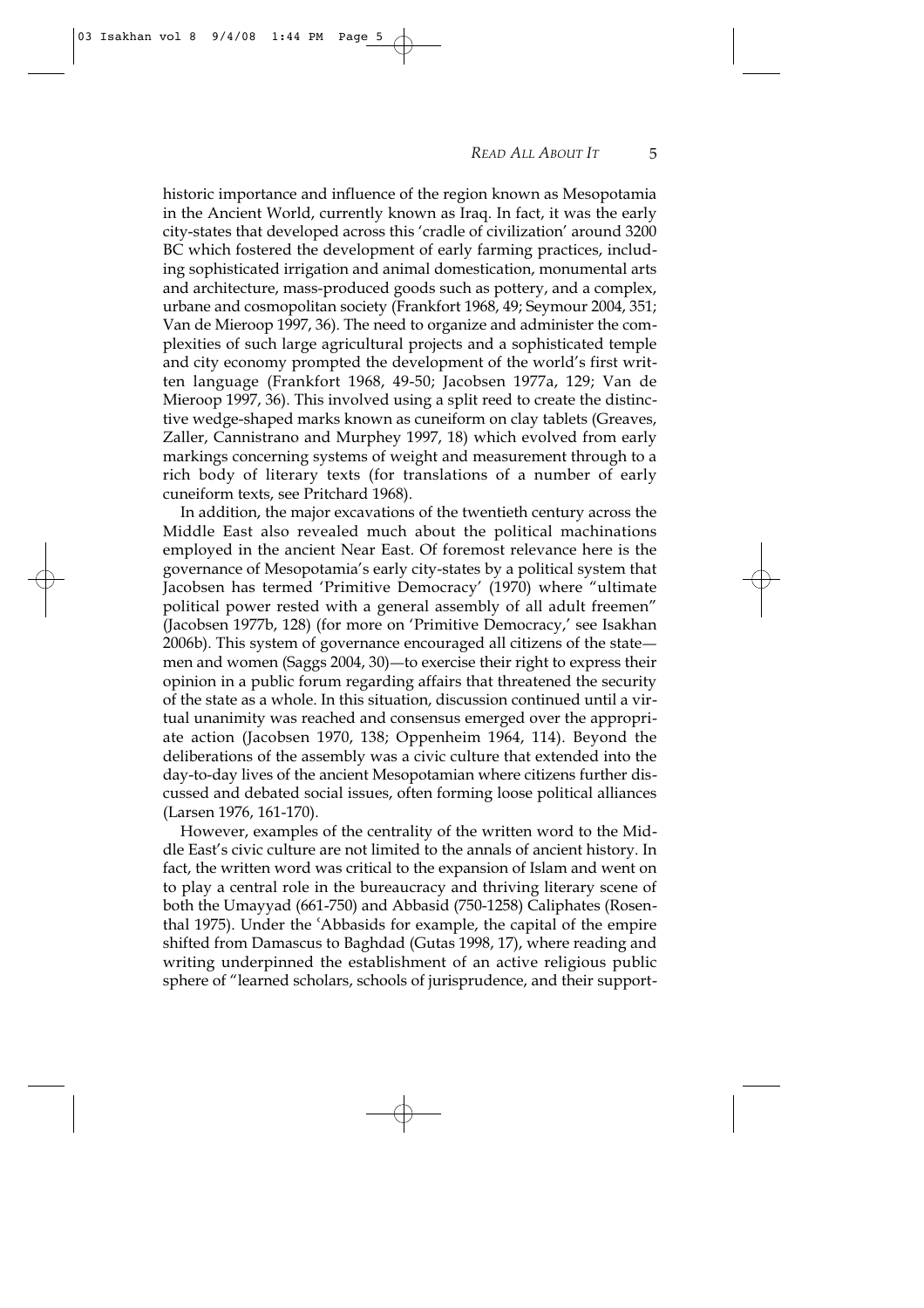historic importance and influence of the region known as Mesopotamia in the Ancient World, currently known as Iraq. In fact, it was the early city-states that developed across this 'cradle of civilization' around 3200 BC which fostered the development of early farming practices, including sophisticated irrigation and animal domestication, monumental arts and architecture, mass-produced goods such as pottery, and a complex, urbane and cosmopolitan society (Frankfort 1968, 49; Seymour 2004, 351; Van de Mieroop 1997, 36). The need to organize and administer the complexities of such large agricultural projects and a sophisticated temple and city economy prompted the development of the world's first written language (Frankfort 1968, 49-50; Jacobsen 1977a, 129; Van de Mieroop 1997, 36). This involved using a split reed to create the distinctive wedge-shaped marks known as cuneiform on clay tablets (Greaves, Zaller, Cannistrano and Murphey 1997, 18) which evolved from early markings concerning systems of weight and measurement through to a rich body of literary texts (for translations of a number of early cuneiform texts, see Pritchard 1968).

In addition, the major excavations of the twentieth century across the Middle East also revealed much about the political machinations employed in the ancient Near East. Of foremost relevance here is the governance of Mesopotamia's early city-states by a political system that Jacobsen has termed 'Primitive Democracy' (1970) where "ultimate political power rested with a general assembly of all adult freemen" (Jacobsen 1977b, 128) (for more on 'Primitive Democracy,' see Isakhan 2006b). This system of governance encouraged all citizens of the state—men and women (Saggs 2004, 30)—to exercise their right to express their opinion in a public forum regarding affairs that threatened the security of the state as a whole. In this situation, discussion continued until a virtual unanimity was reached and consensus emerged over the appropriate action (Jacobsen 1970, 138; Oppenheim 1964, 114). Beyond the deliberations of the assembly was a civic culture that extended into the day-to-day lives of the ancient Mesopotamian where citizens further discussed and debated social issues, often forming loose political alliances (Larsen 1976, 161-170).

However, examples of the centrality of the written word to the Middle East's civic culture are not limited to the annals of ancient history. In fact, the written word was critical to the expansion of Islam and went on to play a central role in the bureaucracy and thriving literary scene of both the Umayyad (661-750) and Abbasid (750-1258) Caliphates (Rosenthal 1975). Under the ʿAbbasids for example, the capital of the empire shifted from Damascus to Baghdad (Gutas 1998, 17), where reading and writing underpinned the establishment of an active religious public sphere of "learned scholars, schools of jurisprudence, and their support-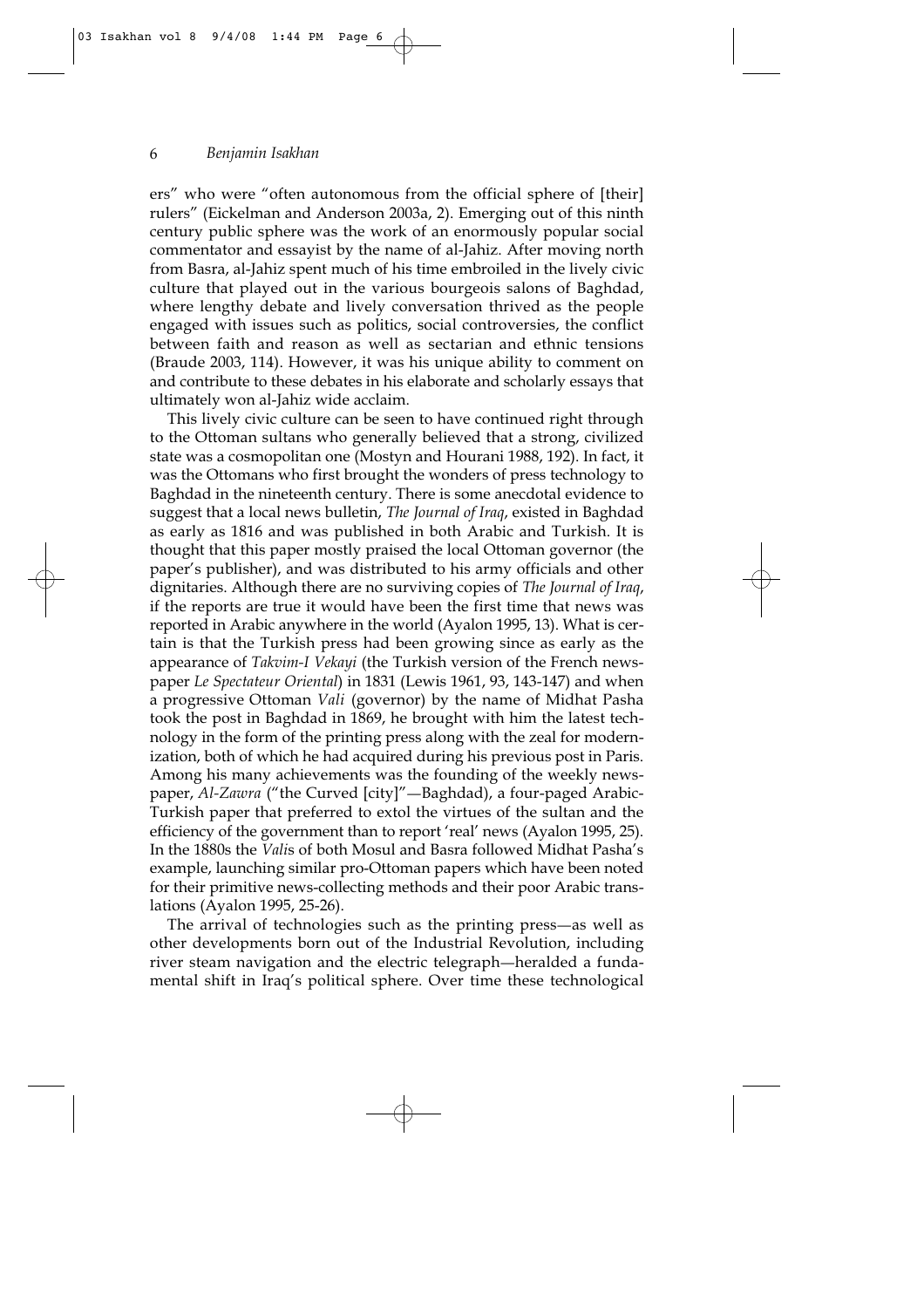ers" who were "often autonomous from the official sphere of [their] rulers" (Eickelman and Anderson 2003a, 2). Emerging out of this ninth century public sphere was the work of an enormously popular social commentator and essayist by the name of al-Jahiz. After moving north from Basra, al-Jahiz spent much of his time embroiled in the lively civic culture that played out in the various bourgeois salons of Baghdad, where lengthy debate and lively conversation thrived as the people engaged with issues such as politics, social controversies, the conflict between faith and reason as well as sectarian and ethnic tensions (Braude 2003, 114). However, it was his unique ability to comment on and contribute to these debates in his elaborate and scholarly essays that ultimately won al-Jahiz wide acclaim.

This lively civic culture can be seen to have continued right through to the Ottoman sultans who generally believed that a strong, civilized state was a cosmopolitan one (Mostyn and Hourani 1988, 192). In fact, it was the Ottomans who first brought the wonders of press technology to Baghdad in the nineteenth century. There is some anecdotal evidence to suggest that a local news bulletin, *The Journal of Iraq*, existed in Baghdad as early as 1816 and was published in both Arabic and Turkish. It is thought that this paper mostly praised the local Ottoman governor (the paper's publisher), and was distributed to his army officials and other dignitaries. Although there are no surviving copies of *The Journal of Iraq*, if the reports are true it would have been the first time that news was reported in Arabic anywhere in the world (Ayalon 1995, 13). What is certain is that the Turkish press had been growing since as early as the appearance of *Takvim-I Vekayi* (the Turkish version of the French newspaper *Le Spectateur Oriental*) in 1831 (Lewis 1961, 93, 143-147) and when a progressive Ottoman *Vali* (governor) by the name of Midhat Pasha took the post in Baghdad in 1869, he brought with him the latest technology in the form of the printing press along with the zeal for modernization, both of which he had acquired during his previous post in Paris. Among his many achievements was the founding of the weekly newspaper, *Al-Zawra* ("the Curved [city]"—Baghdad), a four-paged Arabic-Turkish paper that preferred to extol the virtues of the sultan and the efficiency of the government than to report 'real' news (Ayalon 1995, 25). In the 1880s the *Vali*s of both Mosul and Basra followed Midhat Pasha's example, launching similar pro-Ottoman papers which have been noted for their primitive news-collecting methods and their poor Arabic translations (Ayalon 1995, 25-26).

The arrival of technologies such as the printing press—as well as other developments born out of the Industrial Revolution, including river steam navigation and the electric telegraph—heralded a fundamental shift in Iraq's political sphere. Over time these technological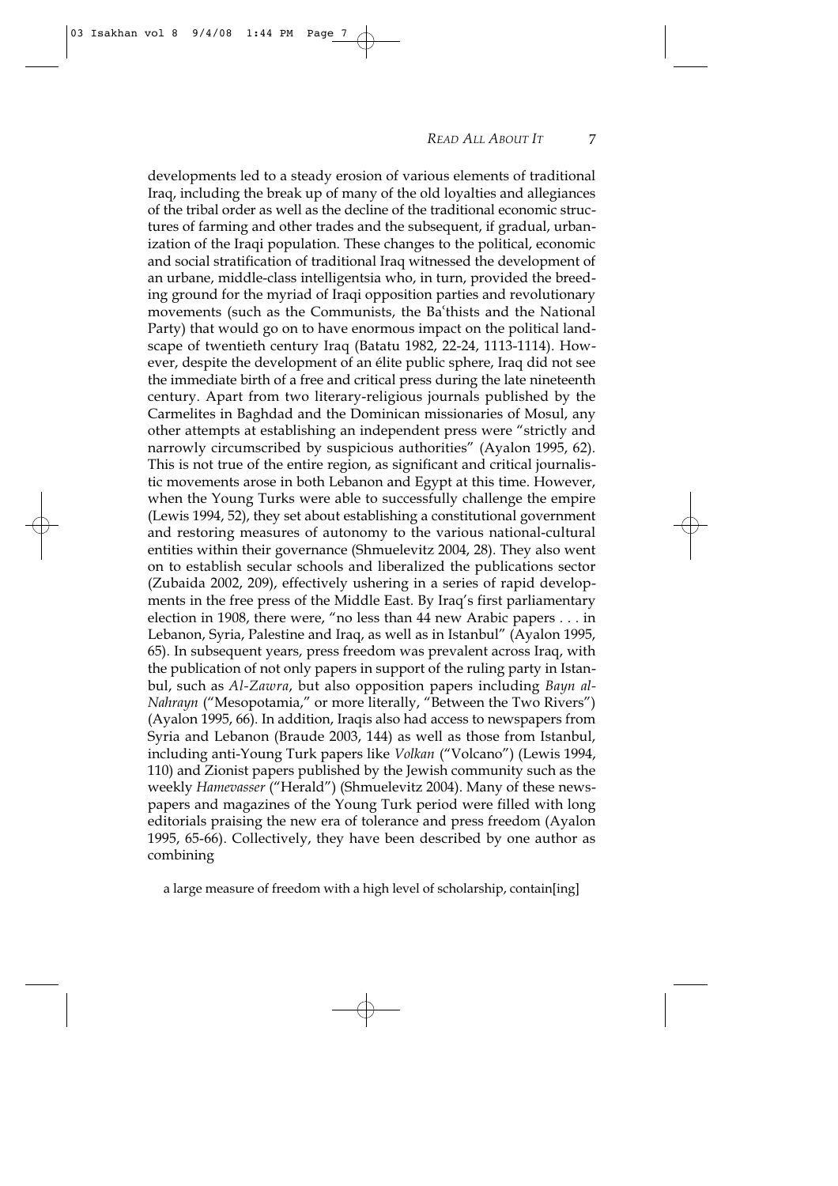developments led to a steady erosion of various elements of traditional Iraq, including the break up of many of the old loyalties and allegiances of the tribal order as well as the decline of the traditional economic structures of farming and other trades and the subsequent, if gradual, urbanization of the Iraqi population. These changes to the political, economic and social stratification of traditional Iraq witnessed the development of an urbane, middle-class intelligentsia who, in turn, provided the breeding ground for the myriad of Iraqi opposition parties and revolutionary movements (such as the Communists, the Baʿthists and the National Party) that would go on to have enormous impact on the political landscape of twentieth century Iraq (Batatu 1982, 22-24, 1113-1114). However, despite the development of an élite public sphere, Iraq did not see the immediate birth of a free and critical press during the late nineteenth century. Apart from two literary-religious journals published by the Carmelites in Baghdad and the Dominican missionaries of Mosul, any other attempts at establishing an independent press were "strictly and narrowly circumscribed by suspicious authorities" (Ayalon 1995, 62). This is not true of the entire region, as significant and critical journalistic movements arose in both Lebanon and Egypt at this time. However, when the Young Turks were able to successfully challenge the empire (Lewis 1994, 52), they set about establishing a constitutional government and restoring measures of autonomy to the various national-cultural entities within their governance (Shmuelevitz 2004, 28). They also went on to establish secular schools and liberalized the publications sector (Zubaida 2002, 209), effectively ushering in a series of rapid developments in the free press of the Middle East. By Iraq's first parliamentary election in 1908, there were, "no less than 44 new Arabic papers . . . in Lebanon, Syria, Palestine and Iraq, as well as in Istanbul" (Ayalon 1995, 65). In subsequent years, press freedom was prevalent across Iraq, with the publication of not only papers in support of the ruling party in Istanbul, such as *Al-Zawra*, but also opposition papers including *Bayn al-Nahrayn* ("Mesopotamia," or more literally, "Between the Two Rivers") (Ayalon 1995, 66). In addition, Iraqis also had access to newspapers from Syria and Lebanon (Braude 2003, 144) as well as those from Istanbul, including anti-Young Turk papers like *Volkan* ("Volcano") (Lewis 1994, 110) and Zionist papers published by the Jewish community such as the weekly *Hamevasser* ("Herald") (Shmuelevitz 2004). Many of these newspapers and magazines of the Young Turk period were filled with long editorials praising the new era of tolerance and press freedom (Ayalon 1995, 65-66). Collectively, they have been described by one author as combining

> a large measure of freedom with a high level of scholarship, contain[ing]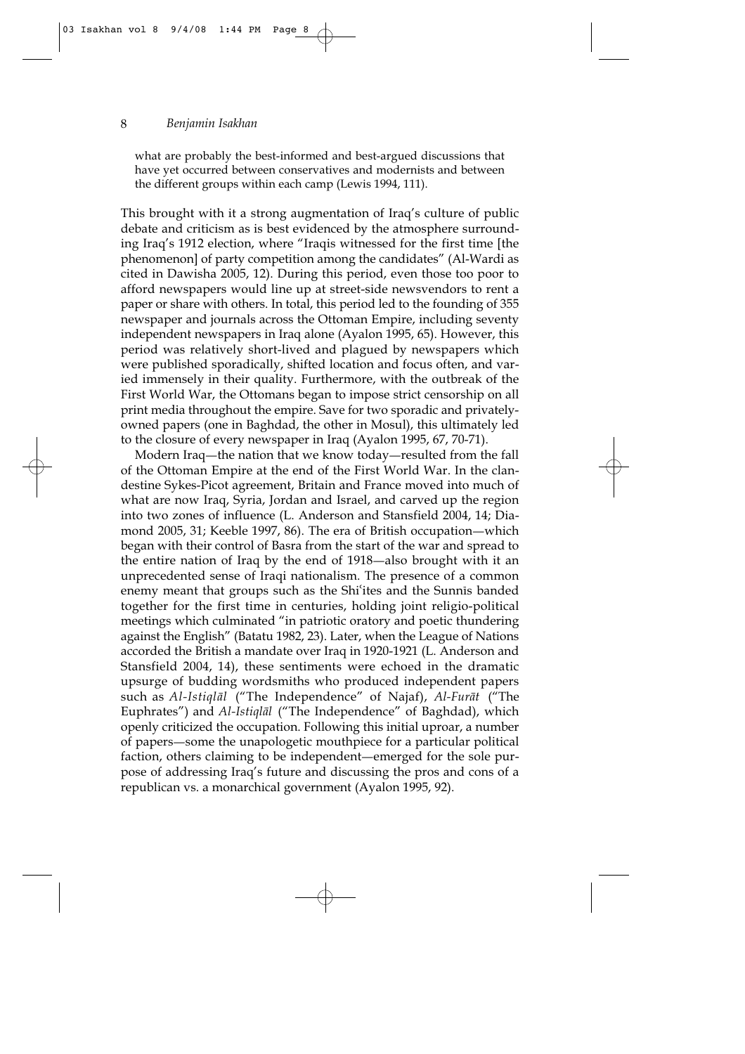what are probably the best-informed and best-argued discussions that have yet occurred between conservatives and modernists and between the different groups within each camp (Lewis 1994, 111).

This brought with it a strong augmentation of Iraq's culture of public debate and criticism as is best evidenced by the atmosphere surrounding Iraq's 1912 election, where "Iraqis witnessed for the first time [the phenomenon] of party competition among the candidates" (Al-Wardi as cited in Dawisha 2005, 12). During this period, even those too poor to afford newspapers would line up at street-side newsvendors to rent a paper or share with others. In total, this period led to the founding of 355 newspaper and journals across the Ottoman Empire, including seventy independent newspapers in Iraq alone (Ayalon 1995, 65). However, this period was relatively short-lived and plagued by newspapers which were published sporadically, shifted location and focus often, and varied immensely in their quality. Furthermore, with the outbreak of the First World War, the Ottomans began to impose strict censorship on all print media throughout the empire. Save for two sporadic and privately-owned papers (one in Baghdad, the other in Mosul), this ultimately led to the closure of every newspaper in Iraq (Ayalon 1995, 67, 70-71).

Modern Iraq—the nation that we know today—resulted from the fall of the Ottoman Empire at the end of the First World War. In the clandestine Sykes-Picot agreement, Britain and France moved into much of what are now Iraq, Syria, Jordan and Israel, and carved up the region into two zones of influence (L. Anderson and Stansfield 2004, 14; Diamond 2005, 31; Keeble 1997, 86). The era of British occupation—which began with their control of Basra from the start of the war and spread to the entire nation of Iraq by the end of 1918—also brought with it an unprecedented sense of Iraqi nationalism. The presence of a common enemy meant that groups such as the Shiʿites and the Sunnīs banded together for the first time in centuries, holding joint religio-political meetings which culminated "in patriotic oratory and poetic thundering against the English" (Batatu 1982, 23). Later, when the League of Nations accorded the British a mandate over Iraq in 1920-1921 (L. Anderson and Stansfield 2004, 14), these sentiments were echoed in the dramatic upsurge of budding wordsmiths who produced independent papers such as *Al-Istiqlāl* ("The Independence" of Najaf), *Al-Furāt* ("The Euphrates") and *Al-Istiqlāl* ("The Independence" of Baghdad), which openly criticized the occupation. Following this initial uproar, a number of papers—some the unapologetic mouthpiece for a particular political faction, others claiming to be independent—emerged for the sole purpose of addressing Iraq's future and discussing the pros and cons of a republican vs. a monarchical government (Ayalon 1995, 92).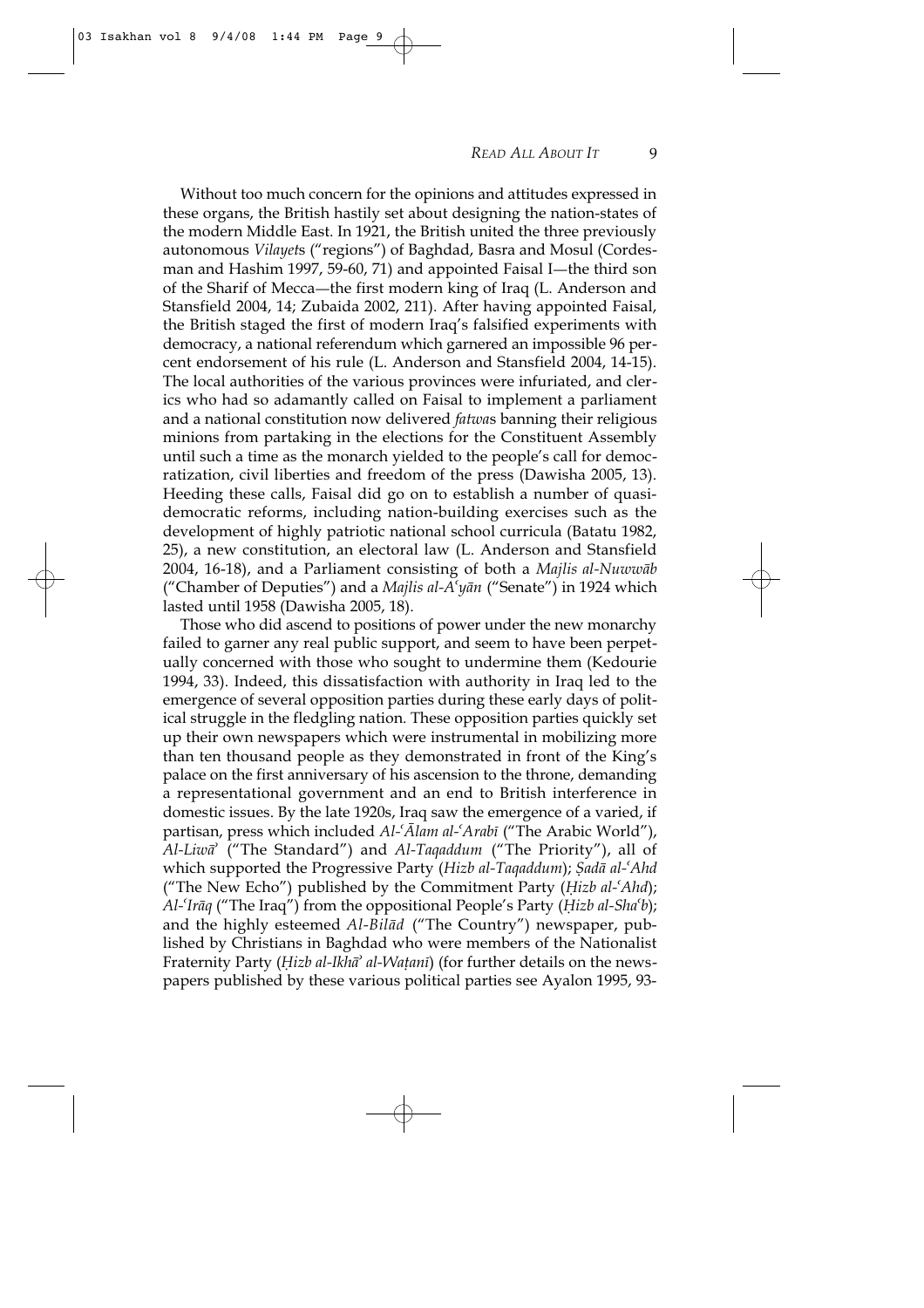Without too much concern for the opinions and attitudes expressed in these organs, the British hastily set about designing the nation-states of the modern Middle East. In 1921, the British united the three previously autonomous *Vilayet*s ("regions") of Baghdad, Basra and Mosul (Cordesman and Hashim 1997, 59-60, 71) and appointed Faisal I—the third son of the Sharif of Mecca—the first modern king of Iraq (L. Anderson and Stansfield 2004, 14; Zubaida 2002, 211). After having appointed Faisal, the British staged the first of modern Iraq's falsified experiments with democracy, a national referendum which garnered an impossible 96 percent endorsement of his rule (L. Anderson and Stansfield 2004, 14-15). The local authorities of the various provinces were infuriated, and clerics who had so adamantly called on Faisal to implement a parliament and a national constitution now delivered *fatwa*s banning their religious minions from partaking in the elections for the Constituent Assembly until such a time as the monarch yielded to the people's call for democratization, civil liberties and freedom of the press (Dawisha 2005, 13). Heeding these calls, Faisal did go on to establish a number of quasi-democratic reforms, including nation-building exercises such as the development of highly patriotic national school curricula (Batatu 1982, 25), a new constitution, an electoral law (L. Anderson and Stansfield 2004, 16-18), and a Parliament consisting of both a *Majlis al-Nuwwāb* ("Chamber of Deputies") and a *Majlis al-Aʿyān* ("Senate") in 1924 which lasted until 1958 (Dawisha 2005, 18).

Those who did ascend to positions of power under the new monarchy failed to garner any real public support, and seem to have been perpetually concerned with those who sought to undermine them (Kedourie 1994, 33). Indeed, this dissatisfaction with authority in Iraq led to the emergence of several opposition parties during these early days of political struggle in the fledgling nation. These opposition parties quickly set up their own newspapers which were instrumental in mobilizing more than ten thousand people as they demonstrated in front of the King's palace on the first anniversary of his ascension to the throne, demanding a representational government and an end to British interference in domestic issues. By the late 1920s, Iraq saw the emergence of a varied, if partisan, press which included *Al-ʿĀlam al-ʿArabī* ("The Arabic World"), *Al-Liwāʾ* ("The Standard") and *Al-Taqaddum* ("The Priority"), all of which supported the Progressive Party (*Hizb al-Taqaddum*); *Ṣadā al-ʿAhd* ("The New Echo") published by the Commitment Party (*Ḥizb al-ʿAhd*); *Al-ʿIrāq* ("The Iraq") from the oppositional People's Party (*Ḥizb al-Shaʿb*); and the highly esteemed *Al-Bilād* ("The Country") newspaper, published by Christians in Baghdad who were members of the Nationalist Fraternity Party (*Ḥizb al-Ikhāʾ al-Waṭanī*) (for further details on the newspapers published by these various political parties see Ayalon 1995, 93-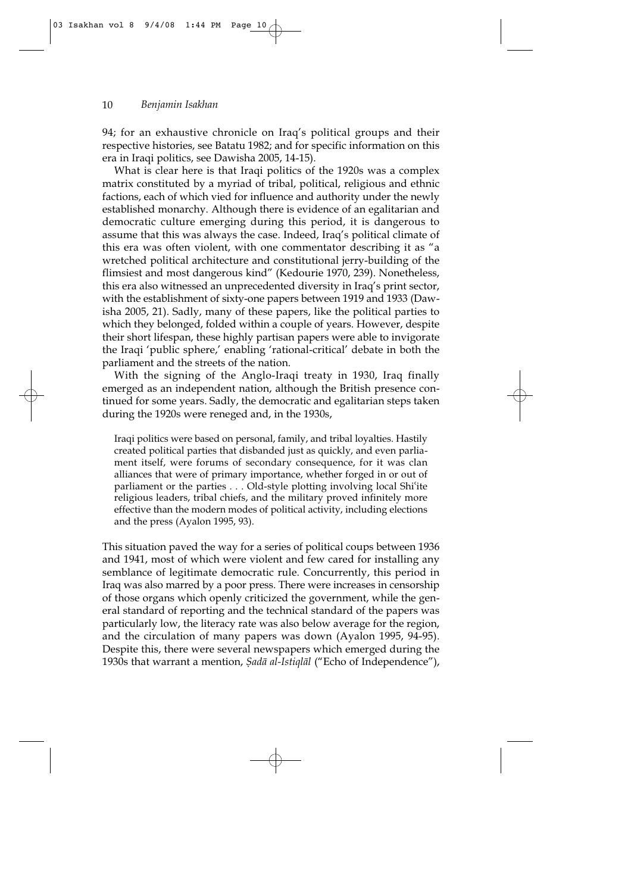94; for an exhaustive chronicle on Iraq's political groups and their respective histories, see Batatu 1982; and for specific information on this era in Iraqi politics, see Dawisha 2005, 14-15).

What is clear here is that Iraqi politics of the 1920s was a complex matrix constituted by a myriad of tribal, political, religious and ethnic factions, each of which vied for influence and authority under the newly established monarchy. Although there is evidence of an egalitarian and democratic culture emerging during this period, it is dangerous to assume that this was always the case. Indeed, Iraq's political climate of this era was often violent, with one commentator describing it as "a wretched political architecture and constitutional jerry-building of the flimsiest and most dangerous kind" (Kedourie 1970, 239). Nonetheless, this era also witnessed an unprecedented diversity in Iraq's print sector, with the establishment of sixty-one papers between 1919 and 1933 (Dawisha 2005, 21). Sadly, many of these papers, like the political parties to which they belonged, folded within a couple of years. However, despite their short lifespan, these highly partisan papers were able to invigorate the Iraqi 'public sphere,' enabling 'rational-critical' debate in both the parliament and the streets of the nation.

With the signing of the Anglo-Iraqi treaty in 1930, Iraq finally emerged as an independent nation, although the British presence continued for some years. Sadly, the democratic and egalitarian steps taken during the 1920s were reneged and, in the 1930s,

> Iraqi politics were based on personal, family, and tribal loyalties. Hastily created political parties that disbanded just as quickly, and even parliament itself, were forums of secondary consequence, for it was clan alliances that were of primary importance, whether forged in or out of parliament or the parties . . . Old-style plotting involving local Shiʿite religious leaders, tribal chiefs, and the military proved infinitely more effective than the modern modes of political activity, including elections and the press (Ayalon 1995, 93).

This situation paved the way for a series of political coups between 1936 and 1941, most of which were violent and few cared for installing any semblance of legitimate democratic rule. Concurrently, this period in Iraq was also marred by a poor press. There were increases in censorship of those organs which openly criticized the government, while the general standard of reporting and the technical standard of the papers was particularly low, the literacy rate was also below average for the region, and the circulation of many papers was down (Ayalon 1995, 94-95). Despite this, there were several newspapers which emerged during the 1930s that warrant a mention, *Ṣadā al-Istiqlāl* ("Echo of Independence"),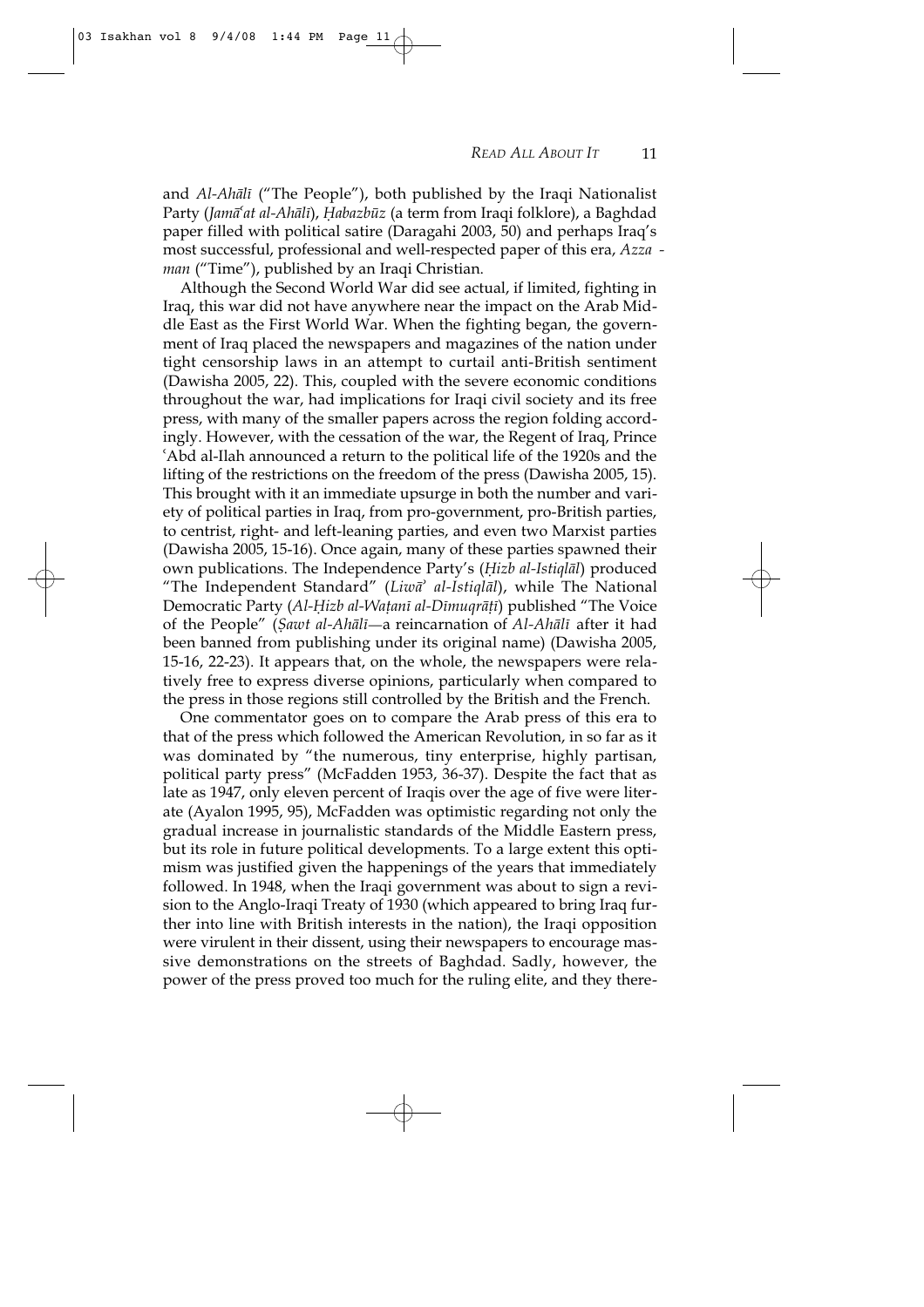and *Al-Ahālī* ("The People"), both published by the Iraqi Nationalist Party (*Jamāʿat al-Ahālī*), *Ḥabazbūz* (a term from Iraqi folklore), a Baghdad paper filled with political satire (Daragahi 2003, 50) and perhaps Iraq's most successful, professional and well-respected paper of this era, *Azzaman* ("Time"), published by an Iraqi Christian.

Although the Second World War did see actual, if limited, fighting in Iraq, this war did not have anywhere near the impact on the Arab Middle East as the First World War. When the fighting began, the government of Iraq placed the newspapers and magazines of the nation under tight censorship laws in an attempt to curtail anti-British sentiment (Dawisha 2005, 22). This, coupled with the severe economic conditions throughout the war, had implications for Iraqi civil society and its free press, with many of the smaller papers across the region folding accordingly. However, with the cessation of the war, the Regent of Iraq, Prince ʿAbd al-Ilah announced a return to the political life of the 1920s and the lifting of the restrictions on the freedom of the press (Dawisha 2005, 15). This brought with it an immediate upsurge in both the number and variety of political parties in Iraq, from pro-government, pro-British parties, to centrist, right- and left-leaning parties, and even two Marxist parties (Dawisha 2005, 15-16). Once again, many of these parties spawned their own publications. The Independence Party's (*Ḥizb al-Istiqlāl*) produced "The Independent Standard" (*Liwāʾ al-Istiqlāl*), while The National Democratic Party (*Al-Ḥizb al-Waṭanī al-Dīmuqrāṭī*) published "The Voice of the People" (*Ṣawt al-Ahālī*—a reincarnation of *Al-Ahālī* after it had been banned from publishing under its original name) (Dawisha 2005, 15-16, 22-23). It appears that, on the whole, the newspapers were relatively free to express diverse opinions, particularly when compared to the press in those regions still controlled by the British and the French.

One commentator goes on to compare the Arab press of this era to that of the press which followed the American Revolution, in so far as it was dominated by "the numerous, tiny enterprise, highly partisan, political party press" (McFadden 1953, 36-37). Despite the fact that as late as 1947, only eleven percent of Iraqis over the age of five were literate (Ayalon 1995, 95), McFadden was optimistic regarding not only the gradual increase in journalistic standards of the Middle Eastern press, but its role in future political developments. To a large extent this optimism was justified given the happenings of the years that immediately followed. In 1948, when the Iraqi government was about to sign a revision to the Anglo-Iraqi Treaty of 1930 (which appeared to bring Iraq further into line with British interests in the nation), the Iraqi opposition were virulent in their dissent, using their newspapers to encourage massive demonstrations on the streets of Baghdad. Sadly, however, the power of the press proved too much for the ruling elite, and they there-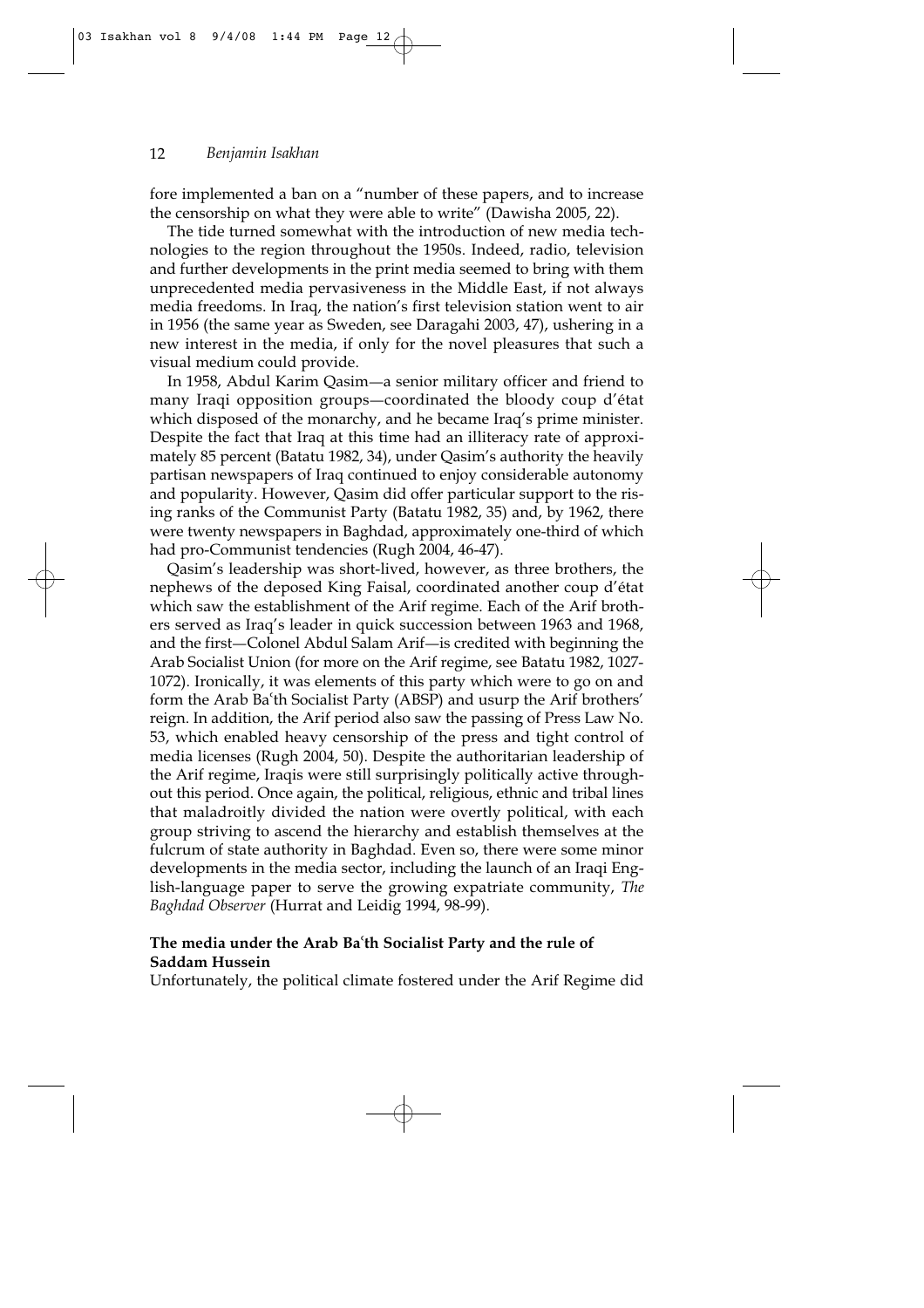fore implemented a ban on a "number of these papers, and to increase the censorship on what they were able to write" (Dawisha 2005, 22).

The tide turned somewhat with the introduction of new media technologies to the region throughout the 1950s. Indeed, radio, television and further developments in the print media seemed to bring with them unprecedented media pervasiveness in the Middle East, if not always media freedoms. In Iraq, the nation's first television station went to air in 1956 (the same year as Sweden, see Daragahi 2003, 47), ushering in a new interest in the media, if only for the novel pleasures that such a visual medium could provide.

In 1958, Abdul Karim Qasim—a senior military officer and friend to many Iraqi opposition groups—coordinated the bloody coup d'état which disposed of the monarchy, and he became Iraq's prime minister. Despite the fact that Iraq at this time had an illiteracy rate of approximately 85 percent (Batatu 1982, 34), under Qasim's authority the heavily partisan newspapers of Iraq continued to enjoy considerable autonomy and popularity. However, Qasim did offer particular support to the rising ranks of the Communist Party (Batatu 1982, 35) and, by 1962, there were twenty newspapers in Baghdad, approximately one-third of which had pro-Communist tendencies (Rugh 2004, 46-47).

Qasim's leadership was short-lived, however, as three brothers, the nephews of the deposed King Faisal, coordinated another coup d'état which saw the establishment of the Arif regime. Each of the Arif brothers served as Iraq's leader in quick succession between 1963 and 1968, and the first—Colonel Abdul Salam Arif—is credited with beginning the Arab Socialist Union (for more on the Arif regime, see Batatu 1982, 1027-1072). Ironically, it was elements of this party which were to go on and form the Arab Baʿth Socialist Party (ABSP) and usurp the Arif brothers' reign. In addition, the Arif period also saw the passing of Press Law No. 53, which enabled heavy censorship of the press and tight control of media licenses (Rugh 2004, 50). Despite the authoritarian leadership of the Arif regime, Iraqis were still surprisingly politically active throughout this period. Once again, the political, religious, ethnic and tribal lines that maladroitly divided the nation were overtly political, with each group striving to ascend the hierarchy and establish themselves at the fulcrum of state authority in Baghdad. Even so, there were some minor developments in the media sector, including the launch of an Iraqi English-language paper to serve the growing expatriate community, *The Baghdad Observer* (Hurrat and Leidig 1994, 98-99).

### The media under the Arab Baʿth Socialist Party and the rule of Saddam Hussein

Unfortunately, the political climate fostered under the Arif Regime did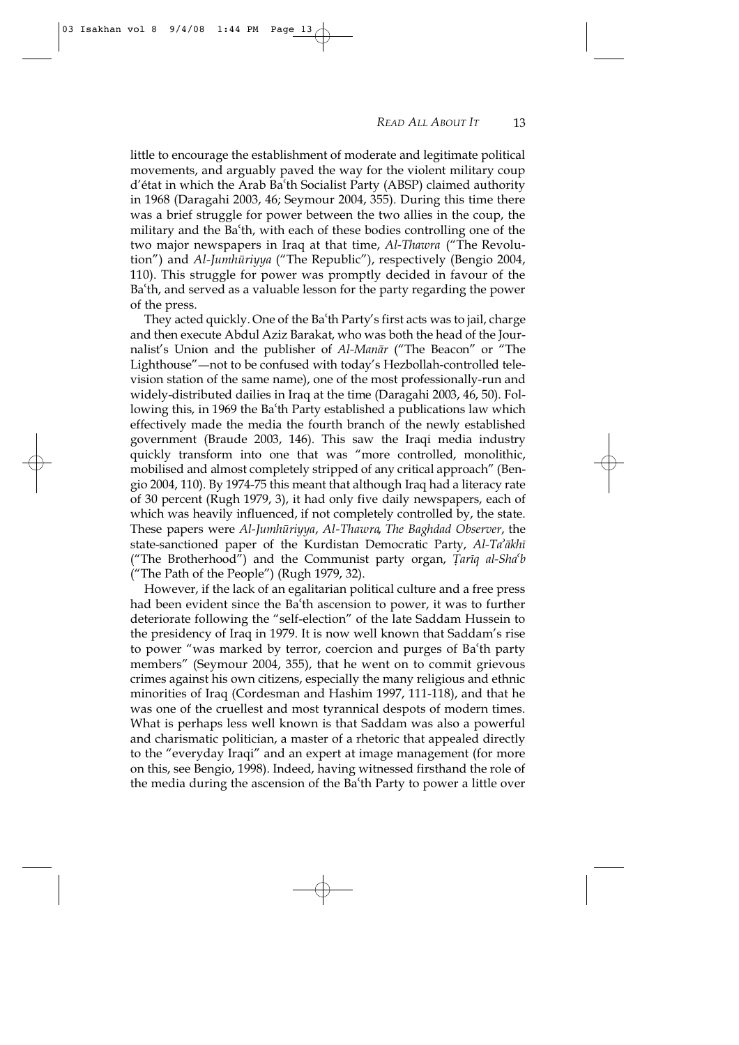little to encourage the establishment of moderate and legitimate political movements, and arguably paved the way for the violent military coup d'état in which the Arab Baʿth Socialist Party (ABSP) claimed authority in 1968 (Daragahi 2003, 46; Seymour 2004, 355). During this time there was a brief struggle for power between the two allies in the coup, the military and the Baʿth, with each of these bodies controlling one of the two major newspapers in Iraq at that time, *Al-Thawra* ("The Revolution") and *Al-Jumhūriyya* ("The Republic"), respectively (Bengio 2004, 110). This struggle for power was promptly decided in favour of the Baʿth, and served as a valuable lesson for the party regarding the power of the press.

They acted quickly. One of the Baʿth Party's first acts was to jail, charge and then execute Abdul Aziz Barakat, who was both the head of the Journalist's Union and the publisher of *Al-Manār* ("The Beacon" or "The Lighthouse"—not to be confused with today's Hezbollah-controlled television station of the same name), one of the most professionally-run and widely-distributed dailies in Iraq at the time (Daragahi 2003, 46, 50). Following this, in 1969 the Baʿth Party established a publications law which effectively made the media the fourth branch of the newly established government (Braude 2003, 146). This saw the Iraqi media industry quickly transform into one that was "more controlled, monolithic, mobilised and almost completely stripped of any critical approach" (Bengio 2004, 110). By 1974-75 this meant that although Iraq had a literacy rate of 30 percent (Rugh 1979, 3), it had only five daily newspapers, each of which was heavily influenced, if not completely controlled by, the state. These papers were *Al-Jumhūriyya*, *Al-Thawra*, *The Baghdad Observer*, the state-sanctioned paper of the Kurdistan Democratic Party, *Al-Taʾākhī* ("The Brotherhood") and the Communist party organ, *Ṭarīq al-Shaʿb* ("The Path of the People") (Rugh 1979, 32).

However, if the lack of an egalitarian political culture and a free press had been evident since the Baʿth ascension to power, it was to further deteriorate following the "self-election" of the late Saddam Hussein to the presidency of Iraq in 1979. It is now well known that Saddam's rise to power "was marked by terror, coercion and purges of Baʿth party members" (Seymour 2004, 355), that he went on to commit grievous crimes against his own citizens, especially the many religious and ethnic minorities of Iraq (Cordesman and Hashim 1997, 111-118), and that he was one of the cruellest and most tyrannical despots of modern times. What is perhaps less well known is that Saddam was also a powerful and charismatic politician, a master of a rhetoric that appealed directly to the "everyday Iraqi" and an expert at image management (for more on this, see Bengio, 1998). Indeed, having witnessed firsthand the role of the media during the ascension of the Baʿth Party to power a little over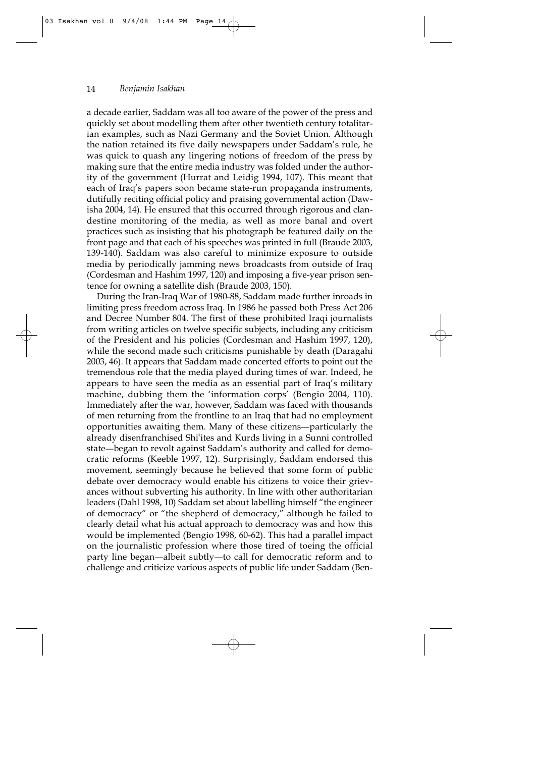a decade earlier, Saddam was all too aware of the power of the press and quickly set about modelling them after other twentieth century totalitarian examples, such as Nazi Germany and the Soviet Union. Although the nation retained its five daily newspapers under Saddam's rule, he was quick to quash any lingering notions of freedom of the press by making sure that the entire media industry was folded under the authority of the government (Hurrat and Leidig 1994, 107). This meant that each of Iraq's papers soon became state-run propaganda instruments, dutifully reciting official policy and praising governmental action (Dawisha 2004, 14). He ensured that this occurred through rigorous and clandestine monitoring of the media, as well as more banal and overt practices such as insisting that his photograph be featured daily on the front page and that each of his speeches was printed in full (Braude 2003, 139-140). Saddam was also careful to minimize exposure to outside media by periodically jamming news broadcasts from outside of Iraq (Cordesman and Hashim 1997, 120) and imposing a five-year prison sentence for owning a satellite dish (Braude 2003, 150).

During the Iran-Iraq War of 1980-88, Saddam made further inroads in limiting press freedom across Iraq. In 1986 he passed both Press Act 206 and Decree Number 804. The first of these prohibited Iraqi journalists from writing articles on twelve specific subjects, including any criticism of the President and his policies (Cordesman and Hashim 1997, 120), while the second made such criticisms punishable by death (Daragahi 2003, 46). It appears that Saddam made concerted efforts to point out the tremendous role that the media played during times of war. Indeed, he appears to have seen the media as an essential part of Iraq's military machine, dubbing them the 'information corps' (Bengio 2004, 110). Immediately after the war, however, Saddam was faced with thousands of men returning from the frontline to an Iraq that had no employment opportunities awaiting them. Many of these citizens—particularly the already disenfranchised Shiʿites and Kurds living in a Sunni controlled state—began to revolt against Saddam's authority and called for democratic reforms (Keeble 1997, 12). Surprisingly, Saddam endorsed this movement, seemingly because he believed that some form of public debate over democracy would enable his citizens to voice their grievances without subverting his authority. In line with other authoritarian leaders (Dahl 1998, 10) Saddam set about labelling himself "the engineer of democracy" or "the shepherd of democracy," although he failed to clearly detail what his actual approach to democracy was and how this would be implemented (Bengio 1998, 60-62). This had a parallel impact on the journalistic profession where those tired of toeing the official party line began—albeit subtly—to call for democratic reform and to challenge and criticize various aspects of public life under Saddam (Ben-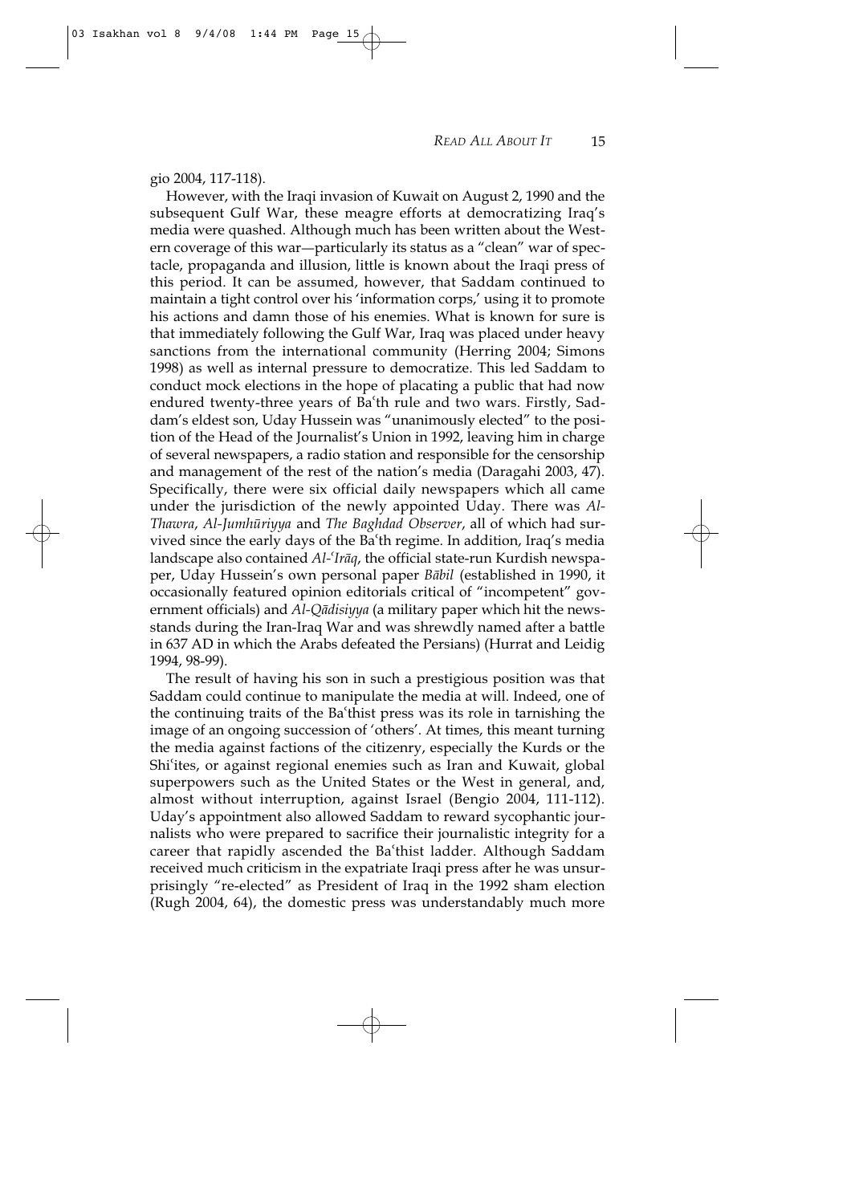gio 2004, 117-118).

However, with the Iraqi invasion of Kuwait on August 2, 1990 and the subsequent Gulf War, these meagre efforts at democratizing Iraq's media were quashed. Although much has been written about the Western coverage of this war—particularly its status as a "clean" war of spectacle, propaganda and illusion, little is known about the Iraqi press of this period. It can be assumed, however, that Saddam continued to maintain a tight control over his 'information corps,' using it to promote his actions and damn those of his enemies. What is known for sure is that immediately following the Gulf War, Iraq was placed under heavy sanctions from the international community (Herring 2004; Simons 1998) as well as internal pressure to democratize. This led Saddam to conduct mock elections in the hope of placating a public that had now endured twenty-three years of Baʿth rule and two wars. Firstly, Saddam's eldest son, Uday Hussein was "unanimously elected" to the position of the Head of the Journalist's Union in 1992, leaving him in charge of several newspapers, a radio station and responsible for the censorship and management of the rest of the nation's media (Daragahi 2003, 47). Specifically, there were six official daily newspapers which all came under the jurisdiction of the newly appointed Uday. There was *Al-Thawra*, *Al-Jumhūriyya* and *The Baghdad Observer*, all of which had survived since the early days of the Baʿth regime. In addition, Iraq's media landscape also contained *Al-ʿIrāq*, the official state-run Kurdish newspaper, Uday Hussein's own personal paper *Bābil* (established in 1990, it occasionally featured opinion editorials critical of "incompetent" government officials) and *Al-Qādisiyya* (a military paper which hit the newsstands during the Iran-Iraq War and was shrewdly named after a battle in 637 AD in which the Arabs defeated the Persians) (Hurrat and Leidig 1994, 98-99).

The result of having his son in such a prestigious position was that Saddam could continue to manipulate the media at will. Indeed, one of the continuing traits of the Baʿthist press was its role in tarnishing the image of an ongoing succession of 'others'. At times, this meant turning the media against factions of the citizenry, especially the Kurds or the Shiʿites, or against regional enemies such as Iran and Kuwait, global superpowers such as the United States or the West in general, and, almost without interruption, against Israel (Bengio 2004, 111-112). Uday's appointment also allowed Saddam to reward sycophantic journalists who were prepared to sacrifice their journalistic integrity for a career that rapidly ascended the Baʿthist ladder. Although Saddam received much criticism in the expatriate Iraqi press after he was unsurprisingly "re-elected" as President of Iraq in the 1992 sham election (Rugh 2004, 64), the domestic press was understandably much more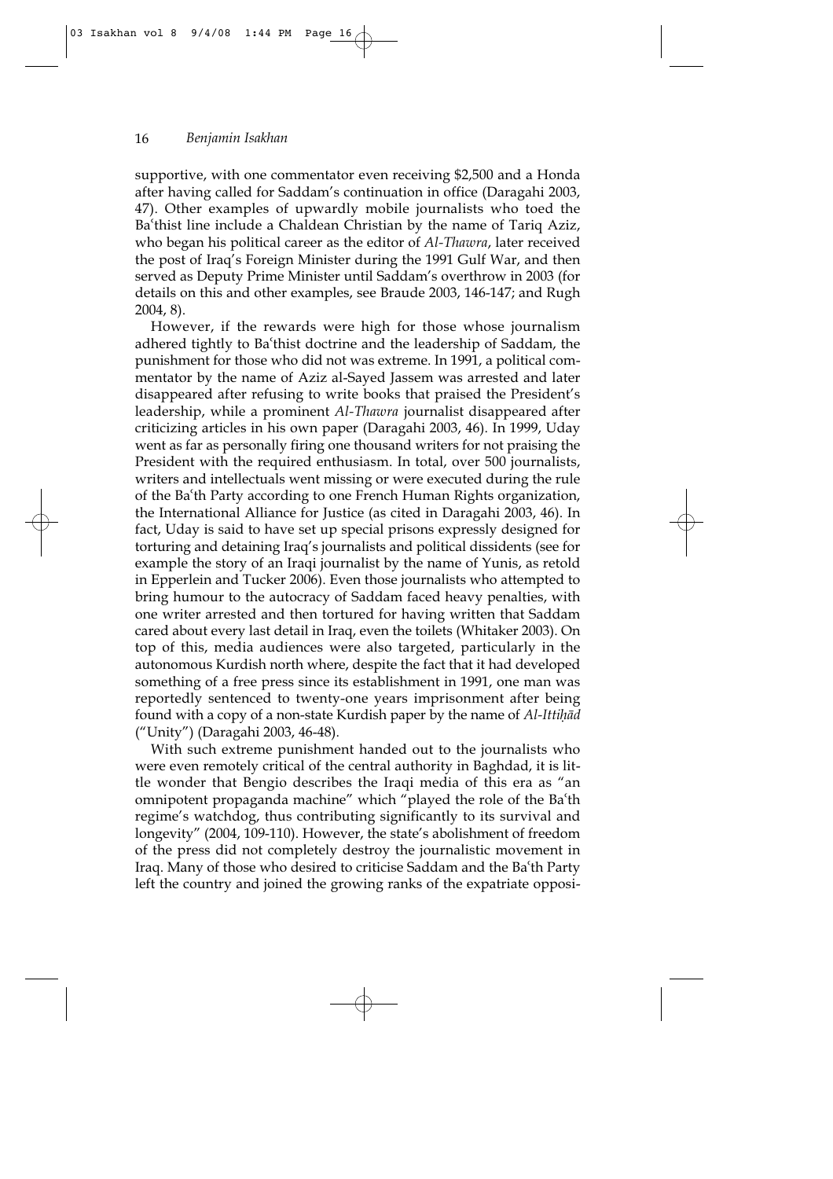supportive, with one commentator even receiving $2,500 and a Honda after having called for Saddam's continuation in office (Daragahi 2003, 47). Other examples of upwardly mobile journalists who toed the Baʿthist line include a Chaldean Christian by the name of Tariq Aziz, who began his political career as the editor of *Al-Thawra*, later received the post of Iraq's Foreign Minister during the 1991 Gulf War, and then served as Deputy Prime Minister until Saddam's overthrow in 2003 (for details on this and other examples, see Braude 2003, 146-147; and Rugh 2004, 8).

However, if the rewards were high for those whose journalism adhered tightly to Baʿthist doctrine and the leadership of Saddam, the punishment for those who did not was extreme. In 1991, a political commentator by the name of Aziz al-Sayed Jassem was arrested and later disappeared after refusing to write books that praised the President's leadership, while a prominent *Al-Thawra* journalist disappeared after criticizing articles in his own paper (Daragahi 2003, 46). In 1999, Uday went as far as personally firing one thousand writers for not praising the President with the required enthusiasm. In total, over 500 journalists, writers and intellectuals went missing or were executed during the rule of the Baʿth Party according to one French Human Rights organization, the International Alliance for Justice (as cited in Daragahi 2003, 46). In fact, Uday is said to have set up special prisons expressly designed for torturing and detaining Iraq's journalists and political dissidents (see for example the story of an Iraqi journalist by the name of Yunis, as retold in Epperlein and Tucker 2006). Even those journalists who attempted to bring humour to the autocracy of Saddam faced heavy penalties, with one writer arrested and then tortured for having written that Saddam cared about every last detail in Iraq, even the toilets (Whitaker 2003). On top of this, media audiences were also targeted, particularly in the autonomous Kurdish north where, despite the fact that it had developed something of a free press since its establishment in 1991, one man was reportedly sentenced to twenty-one years imprisonment after being found with a copy of a non-state Kurdish paper by the name of *Al-Ittiḥād* ("Unity") (Daragahi 2003, 46-48).

With such extreme punishment handed out to the journalists who were even remotely critical of the central authority in Baghdad, it is little wonder that Bengio describes the Iraqi media of this era as "an omnipotent propaganda machine" which "played the role of the Baʿth regime's watchdog, thus contributing significantly to its survival and longevity" (2004, 109-110). However, the state's abolishment of freedom of the press did not completely destroy the journalistic movement in Iraq. Many of those who desired to criticise Saddam and the Baʿth Party left the country and joined the growing ranks of the expatriate opposi-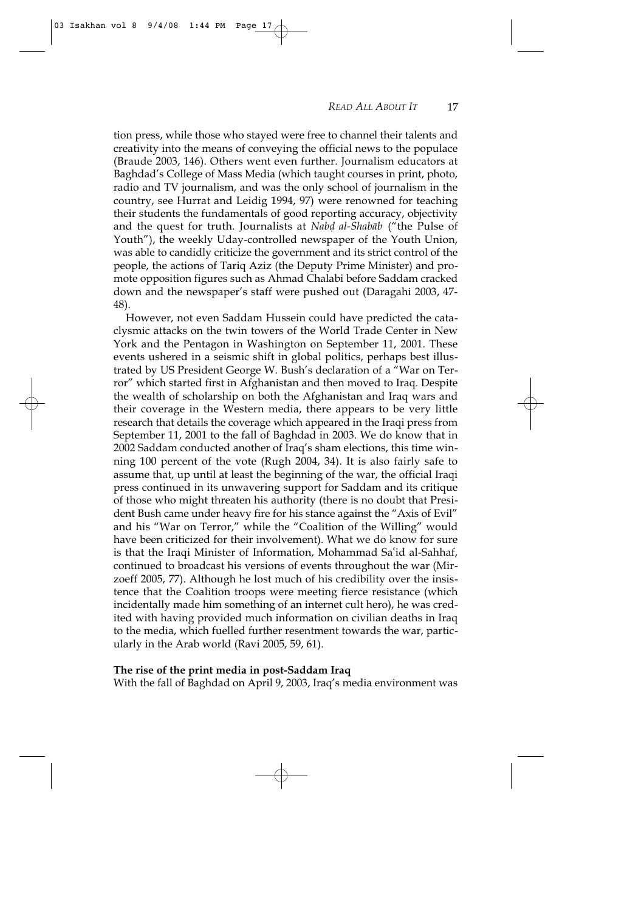tion press, while those who stayed were free to channel their talents and creativity into the means of conveying the official news to the populace (Braude 2003, 146). Others went even further. Journalism educators at Baghdad's College of Mass Media (which taught courses in print, photo, radio and TV journalism, and was the only school of journalism in the country, see Hurrat and Leidig 1994, 97) were renowned for teaching their students the fundamentals of good reporting accuracy, objectivity and the quest for truth. Journalists at *Nabḍ al-Shabāb* ("the Pulse of Youth"), the weekly Uday-controlled newspaper of the Youth Union, was able to candidly criticize the government and its strict control of the people, the actions of Tariq Aziz (the Deputy Prime Minister) and promote opposition figures such as Ahmad Chalabi before Saddam cracked down and the newspaper's staff were pushed out (Daragahi 2003, 47-48).

However, not even Saddam Hussein could have predicted the cataclysmic attacks on the twin towers of the World Trade Center in New York and the Pentagon in Washington on September 11, 2001. These events ushered in a seismic shift in global politics, perhaps best illustrated by US President George W. Bush's declaration of a "War on Terror" which started first in Afghanistan and then moved to Iraq. Despite the wealth of scholarship on both the Afghanistan and Iraq wars and their coverage in the Western media, there appears to be very little research that details the coverage which appeared in the Iraqi press from September 11, 2001 to the fall of Baghdad in 2003. We do know that in 2002 Saddam conducted another of Iraq's sham elections, this time winning 100 percent of the vote (Rugh 2004, 34). It is also fairly safe to assume that, up until at least the beginning of the war, the official Iraqi press continued in its unwavering support for Saddam and its critique of those who might threaten his authority (there is no doubt that President Bush came under heavy fire for his stance against the "Axis of Evil" and his "War on Terror," while the "Coalition of the Willing" would have been criticized for their involvement). What we do know for sure is that the Iraqi Minister of Information, Mohammad Saʿid al-Sahhaf, continued to broadcast his versions of events throughout the war (Mirzoeff 2005, 77). Although he lost much of his credibility over the insistence that the Coalition troops were meeting fierce resistance (which incidentally made him something of an internet cult hero), he was credited with having provided much information on civilian deaths in Iraq to the media, which fuelled further resentment towards the war, particularly in the Arab world (Ravi 2005, 59, 61).

**The rise of the print media in post-Saddam Iraq**

With the fall of Baghdad on April 9, 2003, Iraq's media environment was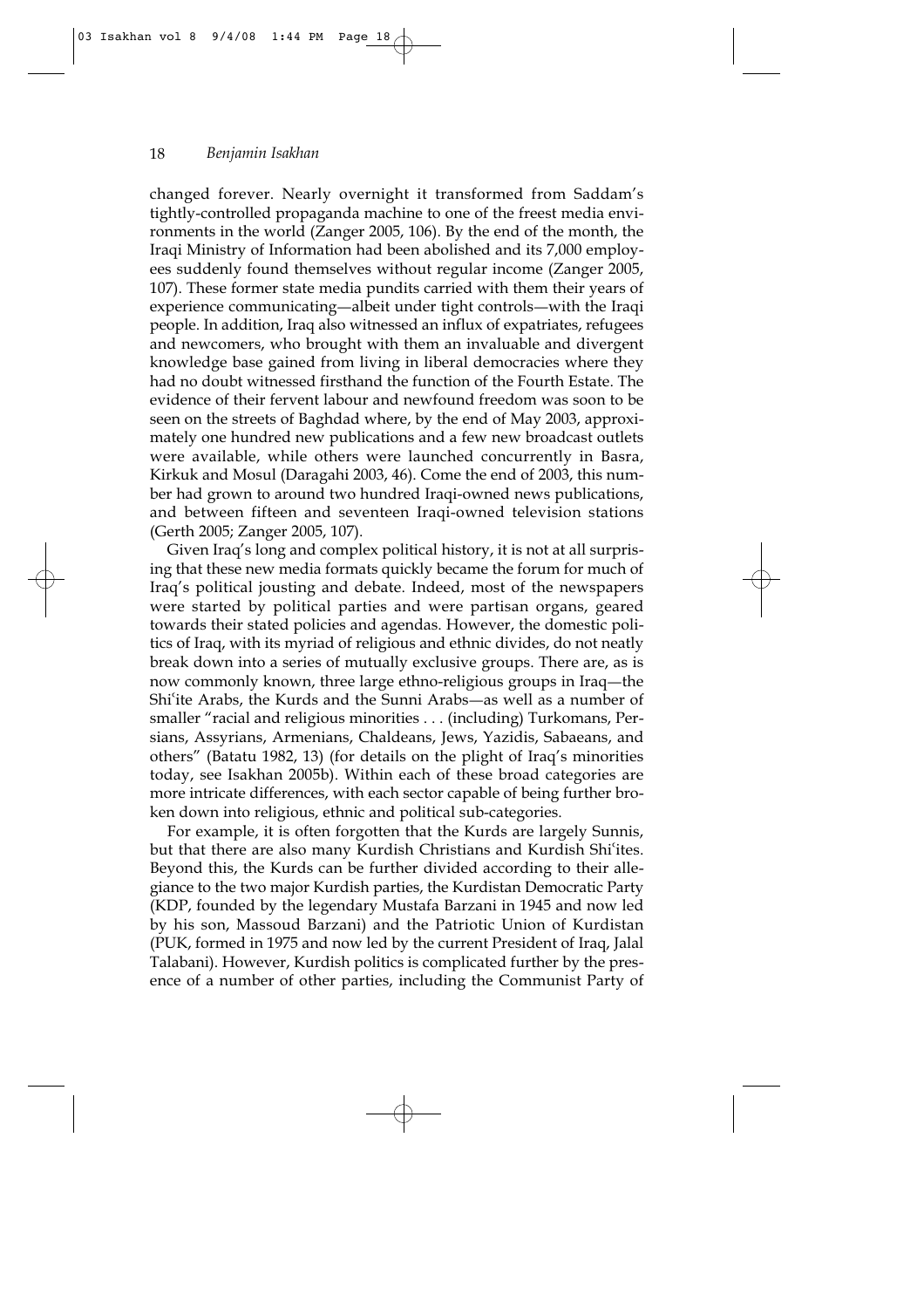changed forever. Nearly overnight it transformed from Saddam's tightly-controlled propaganda machine to one of the freest media environments in the world (Zanger 2005, 106). By the end of the month, the Iraqi Ministry of Information had been abolished and its 7,000 employees suddenly found themselves without regular income (Zanger 2005, 107). These former state media pundits carried with them their years of experience communicating—albeit under tight controls—with the Iraqi people. In addition, Iraq also witnessed an influx of expatriates, refugees and newcomers, who brought with them an invaluable and divergent knowledge base gained from living in liberal democracies where they had no doubt witnessed firsthand the function of the Fourth Estate. The evidence of their fervent labour and newfound freedom was soon to be seen on the streets of Baghdad where, by the end of May 2003, approximately one hundred new publications and a few new broadcast outlets were available, while others were launched concurrently in Basra, Kirkuk and Mosul (Daragahi 2003, 46). Come the end of 2003, this number had grown to around two hundred Iraqi-owned news publications, and between fifteen and seventeen Iraqi-owned television stations (Gerth 2005; Zanger 2005, 107).

Given Iraq's long and complex political history, it is not at all surprising that these new media formats quickly became the forum for much of Iraq's political jousting and debate. Indeed, most of the newspapers were started by political parties and were partisan organs, geared towards their stated policies and agendas. However, the domestic politics of Iraq, with its myriad of religious and ethnic divides, do not neatly break down into a series of mutually exclusive groups. There are, as is now commonly known, three large ethno-religious groups in Iraq—the Shiʿite Arabs, the Kurds and the Sunni Arabs—as well as a number of smaller "racial and religious minorities . . . (including) Turkomans, Persians, Assyrians, Armenians, Chaldeans, Jews, Yazidis, Sabaeans, and others" (Batatu 1982, 13) (for details on the plight of Iraq's minorities today, see Isakhan 2005b). Within each of these broad categories are more intricate differences, with each sector capable of being further broken down into religious, ethnic and political sub-categories.

For example, it is often forgotten that the Kurds are largely Sunnis, but that there are also many Kurdish Christians and Kurdish Shiʿites. Beyond this, the Kurds can be further divided according to their allegiance to the two major Kurdish parties, the Kurdistan Democratic Party (KDP, founded by the legendary Mustafa Barzani in 1945 and now led by his son, Massoud Barzani) and the Patriotic Union of Kurdistan (PUK, formed in 1975 and now led by the current President of Iraq, Jalal Talabani). However, Kurdish politics is complicated further by the presence of a number of other parties, including the Communist Party of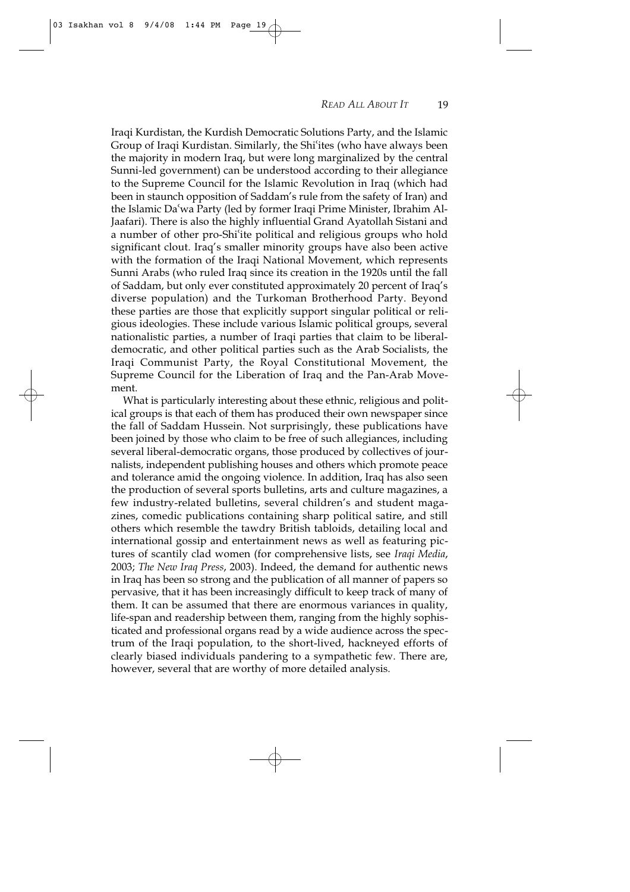Iraqi Kurdistan, the Kurdish Democratic Solutions Party, and the Islamic Group of Iraqi Kurdistan. Similarly, the Shiʿites (who have always been the majority in modern Iraq, but were long marginalized by the central Sunni-led government) can be understood according to their allegiance to the Supreme Council for the Islamic Revolution in Iraq (which had been in staunch opposition of Saddam's rule from the safety of Iran) and the Islamic Daʿwa Party (led by former Iraqi Prime Minister, Ibrahim Al-Jaafari). There is also the highly influential Grand Ayatollah Sistani and a number of other pro-Shiʿite political and religious groups who hold significant clout. Iraq's smaller minority groups have also been active with the formation of the Iraqi National Movement, which represents Sunni Arabs (who ruled Iraq since its creation in the 1920s until the fall of Saddam, but only ever constituted approximately 20 percent of Iraq's diverse population) and the Turkoman Brotherhood Party. Beyond these parties are those that explicitly support singular political or religious ideologies. These include various Islamic political groups, several nationalistic parties, a number of Iraqi parties that claim to be liberal-democratic, and other political parties such as the Arab Socialists, the Iraqi Communist Party, the Royal Constitutional Movement, the Supreme Council for the Liberation of Iraq and the Pan-Arab Movement.

What is particularly interesting about these ethnic, religious and political groups is that each of them has produced their own newspaper since the fall of Saddam Hussein. Not surprisingly, these publications have been joined by those who claim to be free of such allegiances, including several liberal-democratic organs, those produced by collectives of journalists, independent publishing houses and others which promote peace and tolerance amid the ongoing violence. In addition, Iraq has also seen the production of several sports bulletins, arts and culture magazines, a few industry-related bulletins, several children's and student magazines, comedic publications containing sharp political satire, and still others which resemble the tawdry British tabloids, detailing local and international gossip and entertainment news as well as featuring pictures of scantily clad women (for comprehensive lists, see *Iraqi Media*, 2003; *The New Iraq Press*, 2003). Indeed, the demand for authentic news in Iraq has been so strong and the publication of all manner of papers so pervasive, that it has been increasingly difficult to keep track of many of them. It can be assumed that there are enormous variances in quality, life-span and readership between them, ranging from the highly sophisticated and professional organs read by a wide audience across the spectrum of the Iraqi population, to the short-lived, hackneyed efforts of clearly biased individuals pandering to a sympathetic few. There are, however, several that are worthy of more detailed analysis.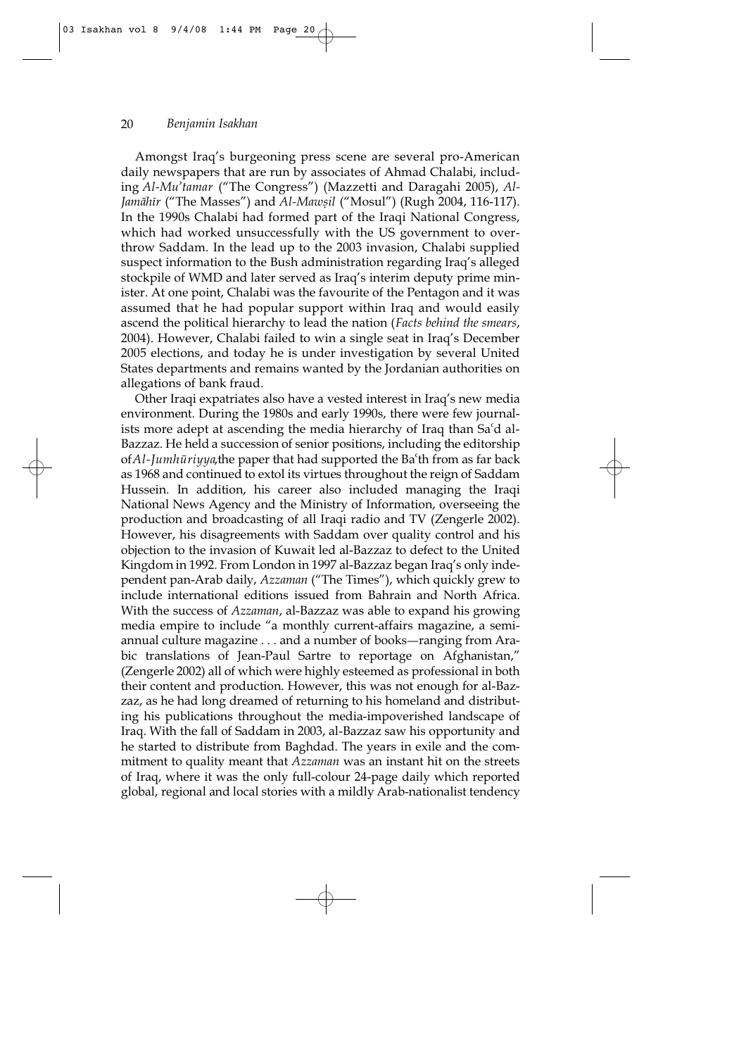Amongst Iraq's burgeoning press scene are several pro-American daily newspapers that are run by associates of Ahmad Chalabi, including *Al-Muʾtamar* ("The Congress") (Mazzetti and Daragahi 2005), *Al-Jamāhīr* ("The Masses") and *Al-Mawṣil* ("Mosul") (Rugh 2004, 116-117). In the 1990s Chalabi had formed part of the Iraqi National Congress, which had worked unsuccessfully with the US government to overthrow Saddam. In the lead up to the 2003 invasion, Chalabi supplied suspect information to the Bush administration regarding Iraq's alleged stockpile of WMD and later served as Iraq's interim deputy prime minister. At one point, Chalabi was the favourite of the Pentagon and it was assumed that he had popular support within Iraq and would easily ascend the political hierarchy to lead the nation (*Facts behind the smears*, 2004). However, Chalabi failed to win a single seat in Iraq's December 2005 elections, and today he is under investigation by several United States departments and remains wanted by the Jordanian authorities on allegations of bank fraud.

Other Iraqi expatriates also have a vested interest in Iraq's new media environment. During the 1980s and early 1990s, there were few journalists more adept at ascending the media hierarchy of Iraq than Saʿd al-Bazzaz. He held a succession of senior positions, including the editorship of *Al-Jumhūriyya*,the paper that had supported the Baʿth from as far back as 1968 and continued to extol its virtues throughout the reign of Saddam Hussein. In addition, his career also included managing the Iraqi National News Agency and the Ministry of Information, overseeing the production and broadcasting of all Iraqi radio and TV (Zengerle 2002). However, his disagreements with Saddam over quality control and his objection to the invasion of Kuwait led al-Bazzaz to defect to the United Kingdom in 1992. From London in 1997 al-Bazzaz began Iraq's only independent pan-Arab daily, *Azzaman* ("The Times"), which quickly grew to include international editions issued from Bahrain and North Africa. With the success of *Azzaman*, al-Bazzaz was able to expand his growing media empire to include "a monthly current-affairs magazine, a semi-annual culture magazine . . . and a number of books—ranging from Arabic translations of Jean-Paul Sartre to reportage on Afghanistan," (Zengerle 2002) all of which were highly esteemed as professional in both their content and production. However, this was not enough for al-Bazzaz, as he had long dreamed of returning to his homeland and distributing his publications throughout the media-impoverished landscape of Iraq. With the fall of Saddam in 2003, al-Bazzaz saw his opportunity and he started to distribute from Baghdad. The years in exile and the commitment to quality meant that *Azzaman* was an instant hit on the streets of Iraq, where it was the only full-colour 24-page daily which reported global, regional and local stories with a mildly Arab-nationalist tendency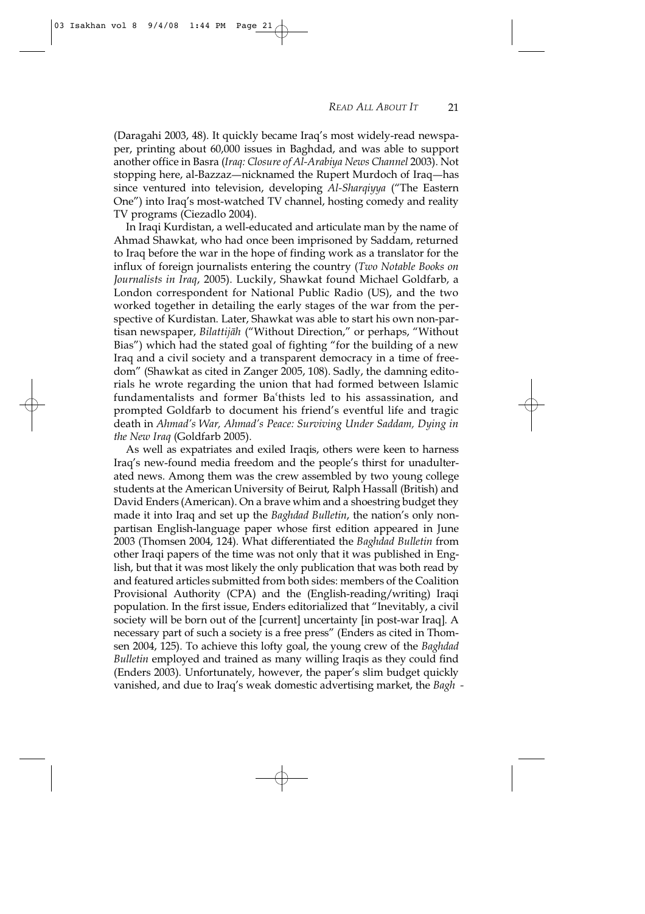(Daragahi 2003, 48). It quickly became Iraq's most widely-read newspaper, printing about 60,000 issues in Baghdad, and was able to support another office in Basra (*Iraq: Closure of Al-Arabiya News Channel* 2003). Not stopping here, al-Bazzaz—nicknamed the Rupert Murdoch of Iraq—has since ventured into television, developing *Al-Sharqiyya* ("The Eastern One") into Iraq's most-watched TV channel, hosting comedy and reality TV programs (Ciezadlo 2004).

In Iraqi Kurdistan, a well-educated and articulate man by the name of Ahmad Shawkat, who had once been imprisoned by Saddam, returned to Iraq before the war in the hope of finding work as a translator for the influx of foreign journalists entering the country (*Two Notable Books on Journalists in Iraq*, 2005). Luckily, Shawkat found Michael Goldfarb, a London correspondent for National Public Radio (US), and the two worked together in detailing the early stages of the war from the perspective of Kurdistan. Later, Shawkat was able to start his own non-partisan newspaper, *Bilattijāh* ("Without Direction," or perhaps, "Without Bias") which had the stated goal of fighting "for the building of a new Iraq and a civil society and a transparent democracy in a time of freedom" (Shawkat as cited in Zanger 2005, 108). Sadly, the damning editorials he wrote regarding the union that had formed between Islamic fundamentalists and former Baʿthists led to his assassination, and prompted Goldfarb to document his friend's eventful life and tragic death in *Ahmad's War, Ahmad's Peace: Surviving Under Saddam, Dying in the New Iraq* (Goldfarb 2005).

As well as expatriates and exiled Iraqis, others were keen to harness Iraq's new-found media freedom and the people's thirst for unadulterated news. Among them was the crew assembled by two young college students at the American University of Beirut, Ralph Hassall (British) and David Enders (American). On a brave whim and a shoestring budget they made it into Iraq and set up the *Baghdad Bulletin*, the nation's only non-partisan English-language paper whose first edition appeared in June 2003 (Thomsen 2004, 124). What differentiated the *Baghdad Bulletin* from other Iraqi papers of the time was not only that it was published in English, but that it was most likely the only publication that was both read by and featured articles submitted from both sides: members of the Coalition Provisional Authority (CPA) and the (English-reading/writing) Iraqi population. In the first issue, Enders editorialized that "Inevitably, a civil society will be born out of the [current] uncertainty [in post-war Iraq]. A necessary part of such a society is a free press" (Enders as cited in Thomsen 2004, 125). To achieve this lofty goal, the young crew of the *Baghdad Bulletin* employed and trained as many willing Iraqis as they could find (Enders 2003). Unfortunately, however, the paper's slim budget quickly vanished, and due to Iraq's weak domestic advertising market, the *Bagh-*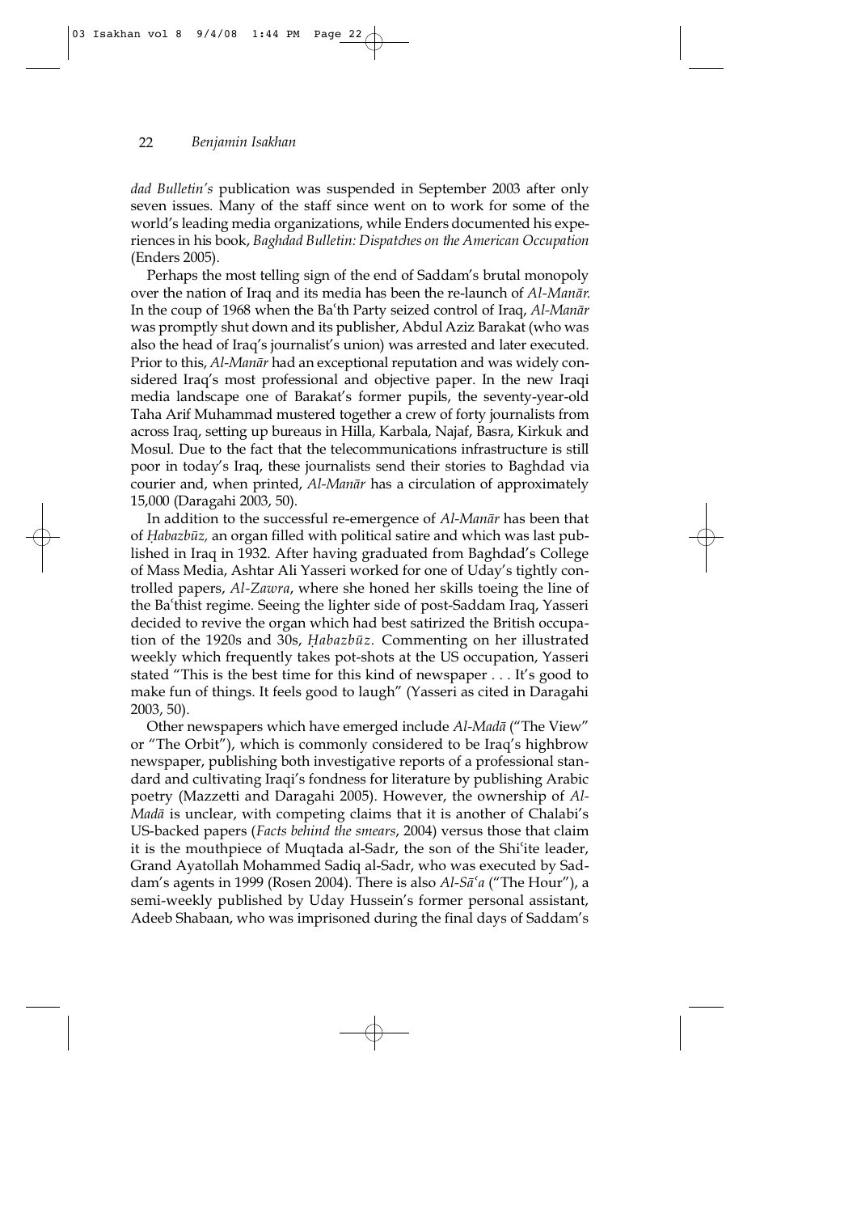*dad Bulletin's* publication was suspended in September 2003 after only seven issues. Many of the staff since went on to work for some of the world's leading media organizations, while Enders documented his experiences in his book, *Baghdad Bulletin: Dispatches on the American Occupation* (Enders 2005).

Perhaps the most telling sign of the end of Saddam's brutal monopoly over the nation of Iraq and its media has been the re-launch of *Al-Manār.* In the coup of 1968 when the Baʿth Party seized control of Iraq, *Al-Manār* was promptly shut down and its publisher, Abdul Aziz Barakat (who was also the head of Iraq's journalist's union) was arrested and later executed. Prior to this, *Al-Manār* had an exceptional reputation and was widely considered Iraq's most professional and objective paper. In the new Iraqi media landscape one of Barakat's former pupils, the seventy-year-old Taha Arif Muhammad mustered together a crew of forty journalists from across Iraq, setting up bureaus in Hilla, Karbala, Najaf, Basra, Kirkuk and Mosul. Due to the fact that the telecommunications infrastructure is still poor in today's Iraq, these journalists send their stories to Baghdad via courier and, when printed, *Al-Manār* has a circulation of approximately 15,000 (Daragahi 2003, 50).

In addition to the successful re-emergence of *Al-Manār* has been that of *Ḥabazbūz,* an organ filled with political satire and which was last published in Iraq in 1932. After having graduated from Baghdad's College of Mass Media, Ashtar Ali Yasseri worked for one of Uday's tightly controlled papers, *Al-Zawra*, where she honed her skills toeing the line of the Baʿthist regime. Seeing the lighter side of post-Saddam Iraq, Yasseri decided to revive the organ which had best satirized the British occupation of the 1920s and 30s, *Ḥabazbūz*. Commenting on her illustrated weekly which frequently takes pot-shots at the US occupation, Yasseri stated "This is the best time for this kind of newspaper . . . It's good to make fun of things. It feels good to laugh" (Yasseri as cited in Daragahi 2003, 50).

Other newspapers which have emerged include *Al-Madā* ("The View" or "The Orbit"), which is commonly considered to be Iraq's highbrow newspaper, publishing both investigative reports of a professional standard and cultivating Iraqi's fondness for literature by publishing Arabic poetry (Mazzetti and Daragahi 2005). However, the ownership of *Al-Madā* is unclear, with competing claims that it is another of Chalabi's US-backed papers (*Facts behind the smears*, 2004) versus those that claim it is the mouthpiece of Muqtada al-Sadr, the son of the Shiʿite leader, Grand Ayatollah Mohammed Sadiq al-Sadr, who was executed by Saddam's agents in 1999 (Rosen 2004). There is also *Al-Sāʿa* ("The Hour"), a semi-weekly published by Uday Hussein's former personal assistant, Adeeb Shabaan, who was imprisoned during the final days of Saddam's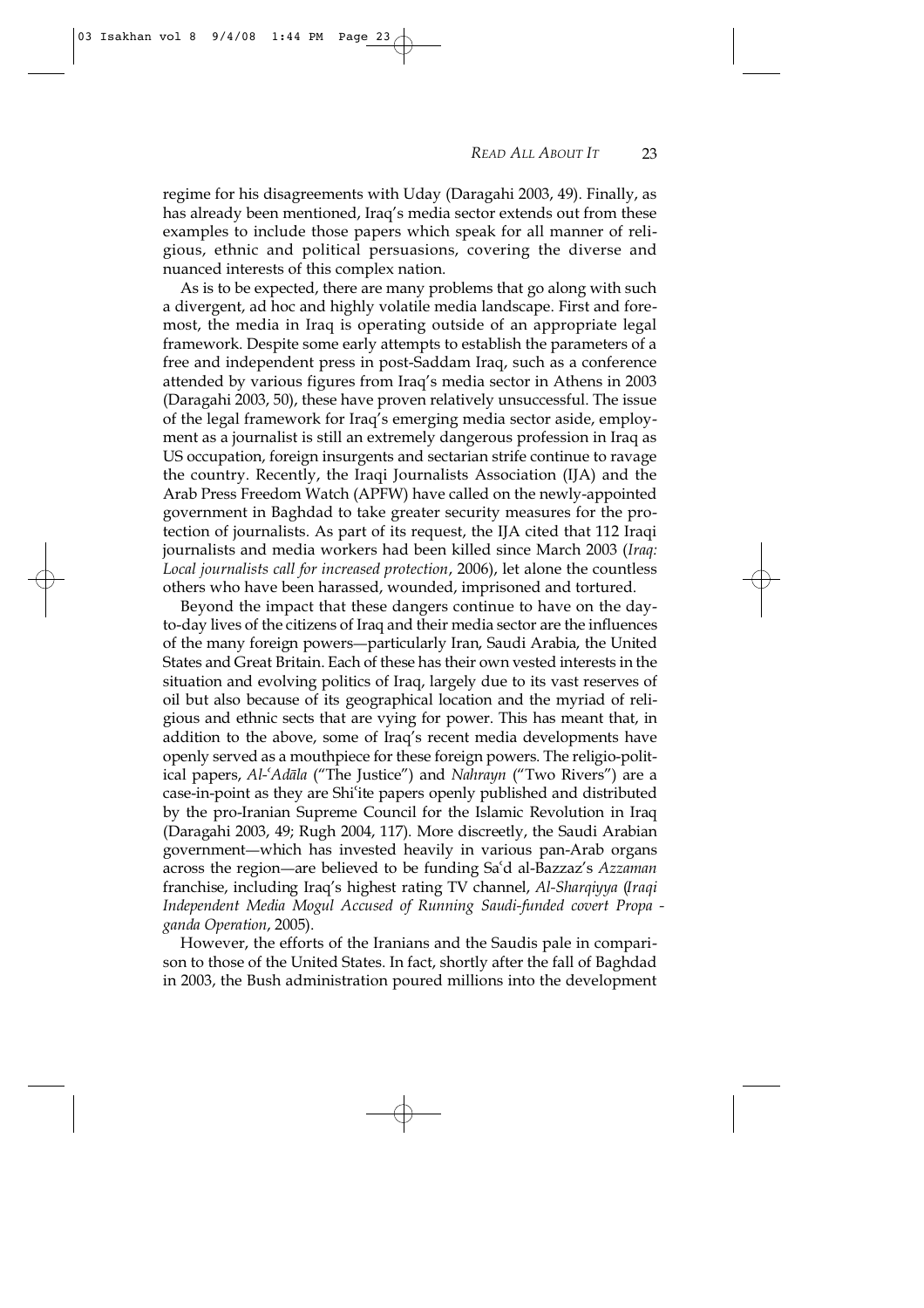regime for his disagreements with Uday (Daragahi 2003, 49). Finally, as has already been mentioned, Iraq's media sector extends out from these examples to include those papers which speak for all manner of religious, ethnic and political persuasions, covering the diverse and nuanced interests of this complex nation.

As is to be expected, there are many problems that go along with such a divergent, ad hoc and highly volatile media landscape. First and foremost, the media in Iraq is operating outside of an appropriate legal framework. Despite some early attempts to establish the parameters of a free and independent press in post-Saddam Iraq, such as a conference attended by various figures from Iraq's media sector in Athens in 2003 (Daragahi 2003, 50), these have proven relatively unsuccessful. The issue of the legal framework for Iraq's emerging media sector aside, employment as a journalist is still an extremely dangerous profession in Iraq as US occupation, foreign insurgents and sectarian strife continue to ravage the country. Recently, the Iraqi Journalists Association (IJA) and the Arab Press Freedom Watch (APFW) have called on the newly-appointed government in Baghdad to take greater security measures for the protection of journalists. As part of its request, the IJA cited that 112 Iraqi journalists and media workers had been killed since March 2003 (*Iraq: Local journalists call for increased protection*, 2006), let alone the countless others who have been harassed, wounded, imprisoned and tortured.

Beyond the impact that these dangers continue to have on the day-to-day lives of the citizens of Iraq and their media sector are the influences of the many foreign powers—particularly Iran, Saudi Arabia, the United States and Great Britain. Each of these has their own vested interests in the situation and evolving politics of Iraq, largely due to its vast reserves of oil but also because of its geographical location and the myriad of religious and ethnic sects that are vying for power. This has meant that, in addition to the above, some of Iraq's recent media developments have openly served as a mouthpiece for these foreign powers. The religio-political papers, *Al-ʿAdāla* ("The Justice") and *Nahrayn* ("Two Rivers") are a case-in-point as they are Shiʿite papers openly published and distributed by the pro-Iranian Supreme Council for the Islamic Revolution in Iraq (Daragahi 2003, 49; Rugh 2004, 117). More discreetly, the Saudi Arabian government—which has invested heavily in various pan-Arab organs across the region—are believed to be funding Saʿd al-Bazzaz's *Azzaman* franchise, including Iraq's highest rating TV channel, *Al-Sharqiyya* (*Iraqi Independent Media Mogul Accused of Running Saudi-funded covert Propaganda Operation*, 2005).

However, the efforts of the Iranians and the Saudis pale in comparison to those of the United States. In fact, shortly after the fall of Baghdad in 2003, the Bush administration poured millions into the development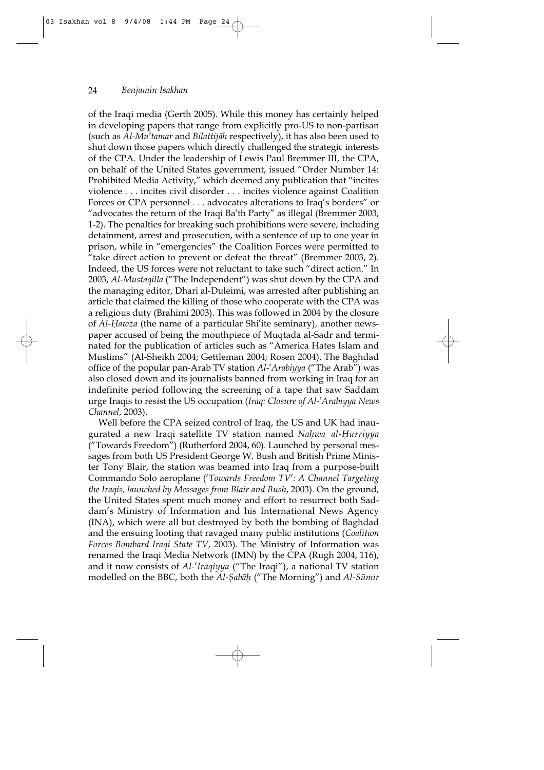of the Iraqi media (Gerth 2005). While this money has certainly helped in developing papers that range from explicitly pro-US to non-partisan (such as *Al-Muʾtamar* and *Bilattijāh* respectively), it has also been used to shut down those papers which directly challenged the strategic interests of the CPA. Under the leadership of Lewis Paul Bremmer III, the CPA, on behalf of the United States government, issued "Order Number 14: Prohibited Media Activity," which deemed any publication that "incites violence . . . incites civil disorder . . . incites violence against Coalition Forces or CPA personnel . . . advocates alterations to Iraq's borders" or "advocates the return of the Iraqi Baʿth Party" as illegal (Bremmer 2003, 1-2). The penalties for breaking such prohibitions were severe, including detainment, arrest and prosecution, with a sentence of up to one year in prison, while in "emergencies" the Coalition Forces were permitted to "take direct action to prevent or defeat the threat" (Bremmer 2003, 2). Indeed, the US forces were not reluctant to take such "direct action." In 2003, *Al-Mustaqilla* ("The Independent") was shut down by the CPA and the managing editor, Dhari al-Duleimi, was arrested after publishing an article that claimed the killing of those who cooperate with the CPA was a religious duty (Brahimi 2003). This was followed in 2004 by the closure of *Al-Ḥawza* (the name of a particular Shiʿite seminary), another newspaper accused of being the mouthpiece of Muqtada al-Sadr and terminated for the publication of articles such as "America Hates Islam and Muslims" (Al-Sheikh 2004; Gettleman 2004; Rosen 2004). The Baghdad office of the popular pan-Arab TV station *Al-ʿArabiyya* ("The Arab") was also closed down and its journalists banned from working in Iraq for an indefinite period following the screening of a tape that saw Saddam urge Iraqis to resist the US occupation (*Iraq: Closure of Al-ʿArabiyya News Channel*, 2003).

Well before the CPA seized control of Iraq, the US and UK had inaugurated a new Iraqi satellite TV station named *Naḥwa al-Ḥurriyya* ("Towards Freedom") (Rutherford 2004, 60). Launched by personal messages from both US President George W. Bush and British Prime Minister Tony Blair, the station was beamed into Iraq from a purpose-built Commando Solo aeroplane (*'Towards Freedom TV': A Channel Targeting the Iraqis, launched by Messages from Blair and Bush*, 2003). On the ground, the United States spent much money and effort to resurrect both Saddam's Ministry of Information and his International News Agency (INA), which were all but destroyed by both the bombing of Baghdad and the ensuing looting that ravaged many public institutions (*Coalition Forces Bombard Iraqi State TV*, 2003). The Ministry of Information was renamed the Iraqi Media Network (IMN) by the CPA (Rugh 2004, 116), and it now consists of *Al-ʿIrāqiyya* ("The Iraqi"), a national TV station modelled on the BBC, both the *Al-Ṣabāḥ* ("The Morning") and *Al-Sūmir*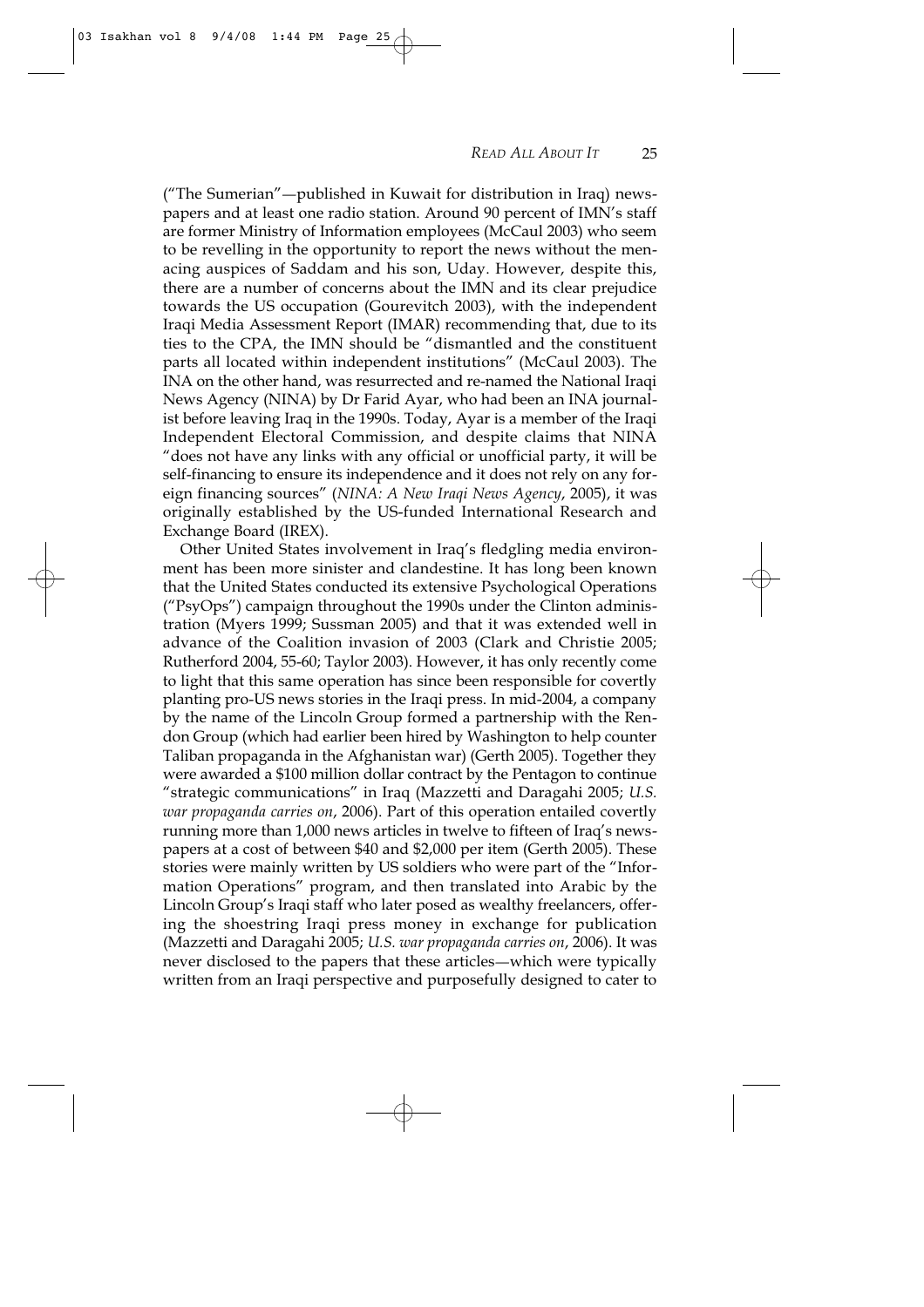("The Sumerian"—published in Kuwait for distribution in Iraq) newspapers and at least one radio station. Around 90 percent of IMN's staff are former Ministry of Information employees (McCaul 2003) who seem to be revelling in the opportunity to report the news without the menacing auspices of Saddam and his son, Uday. However, despite this, there are a number of concerns about the IMN and its clear prejudice towards the US occupation (Gourevitch 2003), with the independent Iraqi Media Assessment Report (IMAR) recommending that, due to its ties to the CPA, the IMN should be "dismantled and the constituent parts all located within independent institutions" (McCaul 2003). The INA on the other hand, was resurrected and re-named the National Iraqi News Agency (NINA) by Dr Farid Ayar, who had been an INA journalist before leaving Iraq in the 1990s. Today, Ayar is a member of the Iraqi Independent Electoral Commission, and despite claims that NINA "does not have any links with any official or unofficial party, it will be self-financing to ensure its independence and it does not rely on any foreign financing sources" (*NINA: A New Iraqi News Agency*, 2005), it was originally established by the US-funded International Research and Exchange Board (IREX).

Other United States involvement in Iraq's fledgling media environment has been more sinister and clandestine. It has long been known that the United States conducted its extensive Psychological Operations ("PsyOps") campaign throughout the 1990s under the Clinton administration (Myers 1999; Sussman 2005) and that it was extended well in advance of the Coalition invasion of 2003 (Clark and Christie 2005; Rutherford 2004, 55-60; Taylor 2003). However, it has only recently come to light that this same operation has since been responsible for covertly planting pro-US news stories in the Iraqi press. In mid-2004, a company by the name of the Lincoln Group formed a partnership with the Rendon Group (which had earlier been hired by Washington to help counter Taliban propaganda in the Afghanistan war) (Gerth 2005). Together they were awarded a $100 million dollar contract by the Pentagon to continue "strategic communications" in Iraq (Mazzetti and Daragahi 2005; *U.S. war propaganda carries on*, 2006). Part of this operation entailed covertly running more than 1,000 news articles in twelve to fifteen of Iraq's newspapers at a cost of between $40 and $2,000 per item (Gerth 2005). These stories were mainly written by US soldiers who were part of the "Information Operations" program, and then translated into Arabic by the Lincoln Group's Iraqi staff who later posed as wealthy freelancers, offering the shoestring Iraqi press money in exchange for publication (Mazzetti and Daragahi 2005; *U.S. war propaganda carries on*, 2006). It was never disclosed to the papers that these articles—which were typically written from an Iraqi perspective and purposefully designed to cater to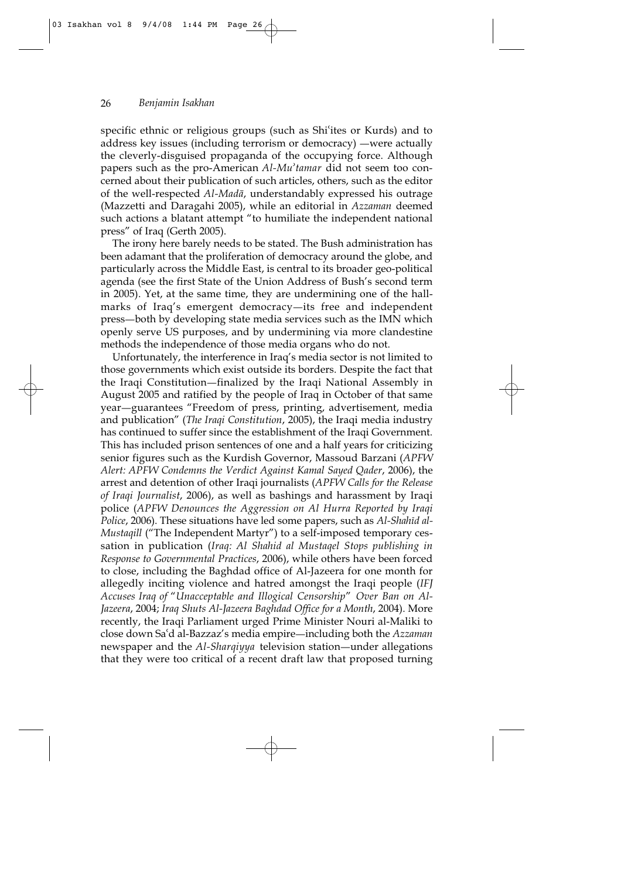specific ethnic or religious groups (such as Shiʿites or Kurds) and to address key issues (including terrorism or democracy) —were actually the cleverly-disguised propaganda of the occupying force. Although papers such as the pro-American *Al-Muʾtamar* did not seem too concerned about their publication of such articles, others, such as the editor of the well-respected *Al-Madā*, understandably expressed his outrage (Mazzetti and Daragahi 2005), while an editorial in *Azzaman* deemed such actions a blatant attempt "to humiliate the independent national press" of Iraq (Gerth 2005).

The irony here barely needs to be stated. The Bush administration has been adamant that the proliferation of democracy around the globe, and particularly across the Middle East, is central to its broader geo-political agenda (see the first State of the Union Address of Bush's second term in 2005). Yet, at the same time, they are undermining one of the hallmarks of Iraq's emergent democracy—its free and independent press—both by developing state media services such as the IMN which openly serve US purposes, and by undermining via more clandestine methods the independence of those media organs who do not.

Unfortunately, the interference in Iraq's media sector is not limited to those governments which exist outside its borders. Despite the fact that the Iraqi Constitution—finalized by the Iraqi National Assembly in August 2005 and ratified by the people of Iraq in October of that same year—guarantees "Freedom of press, printing, advertisement, media and publication" (*The Iraqi Constitution*, 2005), the Iraqi media industry has continued to suffer since the establishment of the Iraqi Government. This has included prison sentences of one and a half years for criticizing senior figures such as the Kurdish Governor, Massoud Barzani (*APFW Alert: APFW Condemns the Verdict Against Kamal Sayed Qader*, 2006), the arrest and detention of other Iraqi journalists (*APFW Calls for the Release of Iraqi Journalist*, 2006), as well as bashings and harassment by Iraqi police (*APFW Denounces the Aggression on Al Hurra Reported by Iraqi Police*, 2006). These situations have led some papers, such as *Al-Shahīd al-Mustaqill* ("The Independent Martyr") to a self-imposed temporary cessation in publication (*Iraq: Al Shahid al Mustaqel Stops publishing in Response to Governmental Practices*, 2006), while others have been forced to close, including the Baghdad office of Al-Jazeera for one month for allegedly inciting violence and hatred amongst the Iraqi people (*IFJ Accuses Iraq of "Unacceptable and Illogical Censorship" Over Ban on Al-Jazeera*, 2004; *Iraq Shuts Al-Jazeera Baghdad Office for a Month*, 2004). More recently, the Iraqi Parliament urged Prime Minister Nouri al-Maliki to close down Saʿd al-Bazzaz's media empire—including both the *Azzaman* newspaper and the *Al-Sharqiyya* television station—under allegations that they were too critical of a recent draft law that proposed turning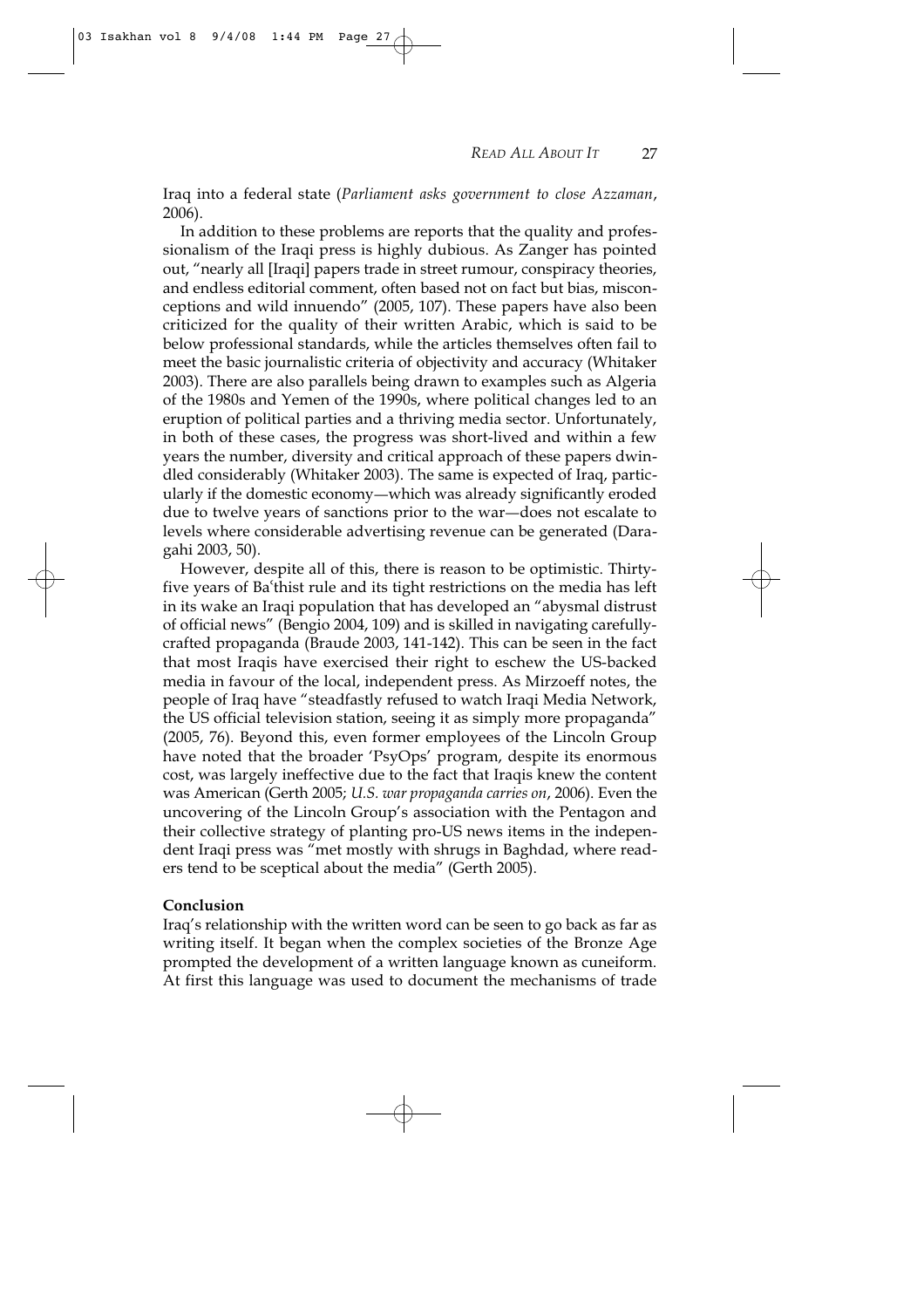Iraq into a federal state (*Parliament asks government to close Azzaman*, 2006).

In addition to these problems are reports that the quality and professionalism of the Iraqi press is highly dubious. As Zanger has pointed out, "nearly all [Iraqi] papers trade in street rumour, conspiracy theories, and endless editorial comment, often based not on fact but bias, misconceptions and wild innuendo" (2005, 107). These papers have also been criticized for the quality of their written Arabic, which is said to be below professional standards, while the articles themselves often fail to meet the basic journalistic criteria of objectivity and accuracy (Whitaker 2003). There are also parallels being drawn to examples such as Algeria of the 1980s and Yemen of the 1990s, where political changes led to an eruption of political parties and a thriving media sector. Unfortunately, in both of these cases, the progress was short-lived and within a few years the number, diversity and critical approach of these papers dwindled considerably (Whitaker 2003). The same is expected of Iraq, particularly if the domestic economy—which was already significantly eroded due to twelve years of sanctions prior to the war—does not escalate to levels where considerable advertising revenue can be generated (Daragahi 2003, 50).

However, despite all of this, there is reason to be optimistic. Thirty-five years of Ba'thist rule and its tight restrictions on the media has left in its wake an Iraqi population that has developed an "abysmal distrust of official news" (Bengio 2004, 109) and is skilled in navigating carefully-crafted propaganda (Braude 2003, 141-142). This can be seen in the fact that most Iraqis have exercised their right to eschew the US-backed media in favour of the local, independent press. As Mirzoeff notes, the people of Iraq have "steadfastly refused to watch Iraqi Media Network, the US official television station, seeing it as simply more propaganda" (2005, 76). Beyond this, even former employees of the Lincoln Group have noted that the broader 'PsyOps' program, despite its enormous cost, was largely ineffective due to the fact that Iraqis knew the content was American (Gerth 2005; *U.S. war propaganda carries on*, 2006). Even the uncovering of the Lincoln Group's association with the Pentagon and their collective strategy of planting pro-US news items in the independent Iraqi press was "met mostly with shrugs in Baghdad, where readers tend to be sceptical about the media" (Gerth 2005).

**Conclusion**

Iraq's relationship with the written word can be seen to go back as far as writing itself. It began when the complex societies of the Bronze Age prompted the development of a written language known as cuneiform. At first this language was used to document the mechanisms of trade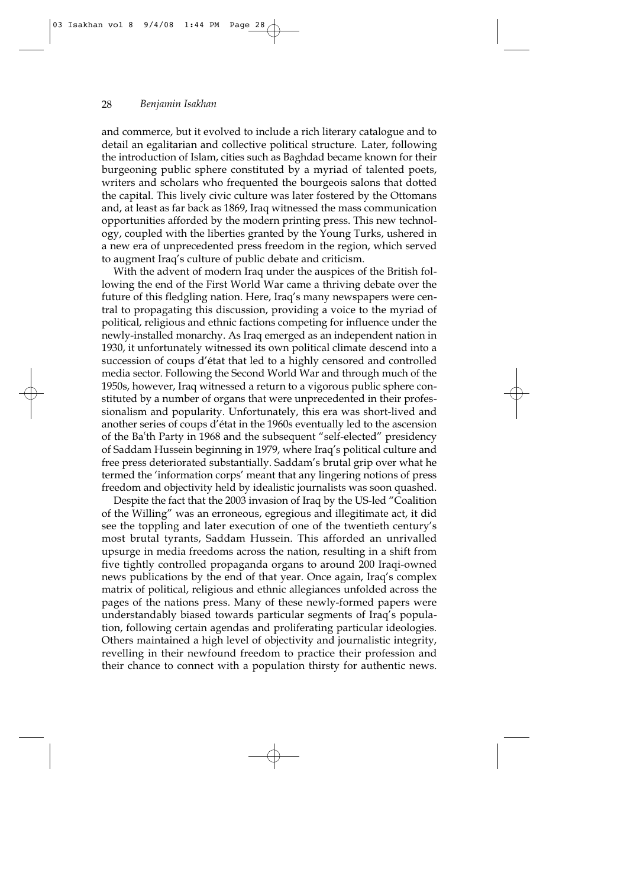and commerce, but it evolved to include a rich literary catalogue and to detail an egalitarian and collective political structure. Later, following the introduction of Islam, cities such as Baghdad became known for their burgeoning public sphere constituted by a myriad of talented poets, writers and scholars who frequented the bourgeois salons that dotted the capital. This lively civic culture was later fostered by the Ottomans and, at least as far back as 1869, Iraq witnessed the mass communication opportunities afforded by the modern printing press. This new technology, coupled with the liberties granted by the Young Turks, ushered in a new era of unprecedented press freedom in the region, which served to augment Iraq's culture of public debate and criticism.

With the advent of modern Iraq under the auspices of the British following the end of the First World War came a thriving debate over the future of this fledgling nation. Here, Iraq's many newspapers were central to propagating this discussion, providing a voice to the myriad of political, religious and ethnic factions competing for influence under the newly-installed monarchy. As Iraq emerged as an independent nation in 1930, it unfortunately witnessed its own political climate descend into a succession of coups d'état that led to a highly censored and controlled media sector. Following the Second World War and through much of the 1950s, however, Iraq witnessed a return to a vigorous public sphere constituted by a number of organs that were unprecedented in their professionalism and popularity. Unfortunately, this era was short-lived and another series of coups d'état in the 1960s eventually led to the ascension of the Baʿth Party in 1968 and the subsequent "self-elected" presidency of Saddam Hussein beginning in 1979, where Iraq's political culture and free press deteriorated substantially. Saddam's brutal grip over what he termed the 'information corps' meant that any lingering notions of press freedom and objectivity held by idealistic journalists was soon quashed.

Despite the fact that the 2003 invasion of Iraq by the US-led "Coalition of the Willing" was an erroneous, egregious and illegitimate act, it did see the toppling and later execution of one of the twentieth century's most brutal tyrants, Saddam Hussein. This afforded an unrivalled upsurge in media freedoms across the nation, resulting in a shift from five tightly controlled propaganda organs to around 200 Iraqi-owned news publications by the end of that year. Once again, Iraq's complex matrix of political, religious and ethnic allegiances unfolded across the pages of the nations press. Many of these newly-formed papers were understandably biased towards particular segments of Iraq's population, following certain agendas and proliferating particular ideologies. Others maintained a high level of objectivity and journalistic integrity, revelling in their newfound freedom to practice their profession and their chance to connect with a population thirsty for authentic news.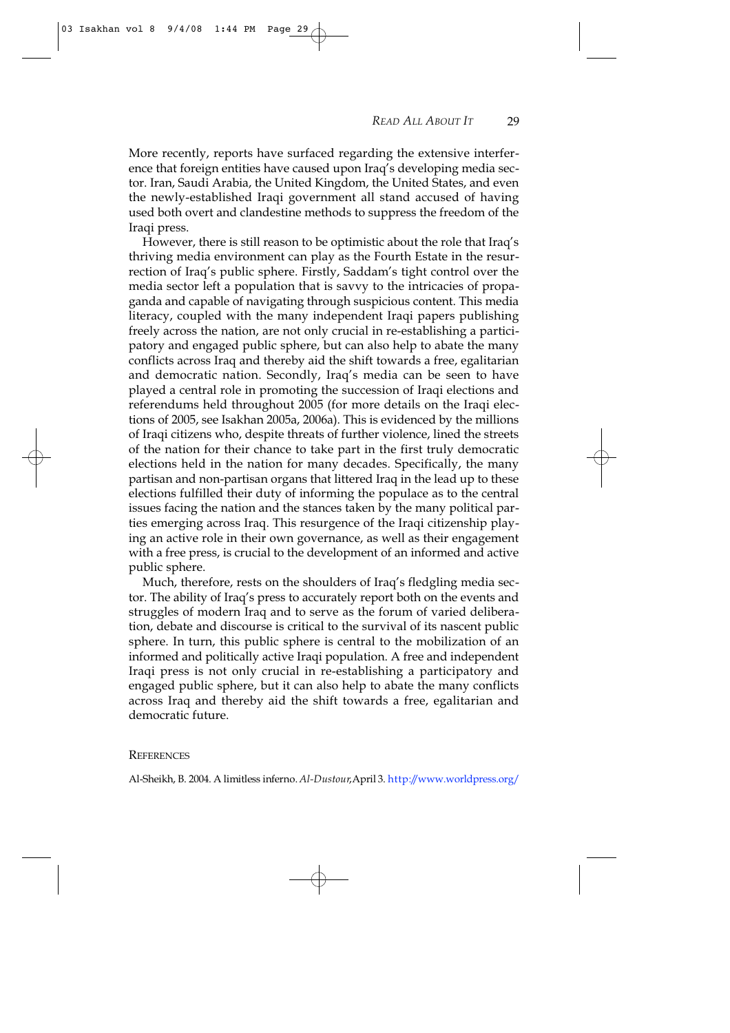More recently, reports have surfaced regarding the extensive interference that foreign entities have caused upon Iraq's developing media sector. Iran, Saudi Arabia, the United Kingdom, the United States, and even the newly-established Iraqi government all stand accused of having used both overt and clandestine methods to suppress the freedom of the Iraqi press.

However, there is still reason to be optimistic about the role that Iraq's thriving media environment can play as the Fourth Estate in the resurrection of Iraq's public sphere. Firstly, Saddam's tight control over the media sector left a population that is savvy to the intricacies of propaganda and capable of navigating through suspicious content. This media literacy, coupled with the many independent Iraqi papers publishing freely across the nation, are not only crucial in re-establishing a participatory and engaged public sphere, but can also help to abate the many conflicts across Iraq and thereby aid the shift towards a free, egalitarian and democratic nation. Secondly, Iraq's media can be seen to have played a central role in promoting the succession of Iraqi elections and referendums held throughout 2005 (for more details on the Iraqi elections of 2005, see Isakhan 2005a, 2006a). This is evidenced by the millions of Iraqi citizens who, despite threats of further violence, lined the streets of the nation for their chance to take part in the first truly democratic elections held in the nation for many decades. Specifically, the many partisan and non-partisan organs that littered Iraq in the lead up to these elections fulfilled their duty of informing the populace as to the central issues facing the nation and the stances taken by the many political parties emerging across Iraq. This resurgence of the Iraqi citizenship playing an active role in their own governance, as well as their engagement with a free press, is crucial to the development of an informed and active public sphere.

Much, therefore, rests on the shoulders of Iraq's fledgling media sector. The ability of Iraq's press to accurately report both on the events and struggles of modern Iraq and to serve as the forum of varied deliberation, debate and discourse is critical to the survival of its nascent public sphere. In turn, this public sphere is central to the mobilization of an informed and politically active Iraqi population. A free and independent Iraqi press is not only crucial in re-establishing a participatory and engaged public sphere, but it can also help to abate the many conflicts across Iraq and thereby aid the shift towards a free, egalitarian and democratic future.

## References

Al-Sheikh, B. 2004. A limitless inferno. *Al-Dustour*, April 3. http://www.worldpress.org/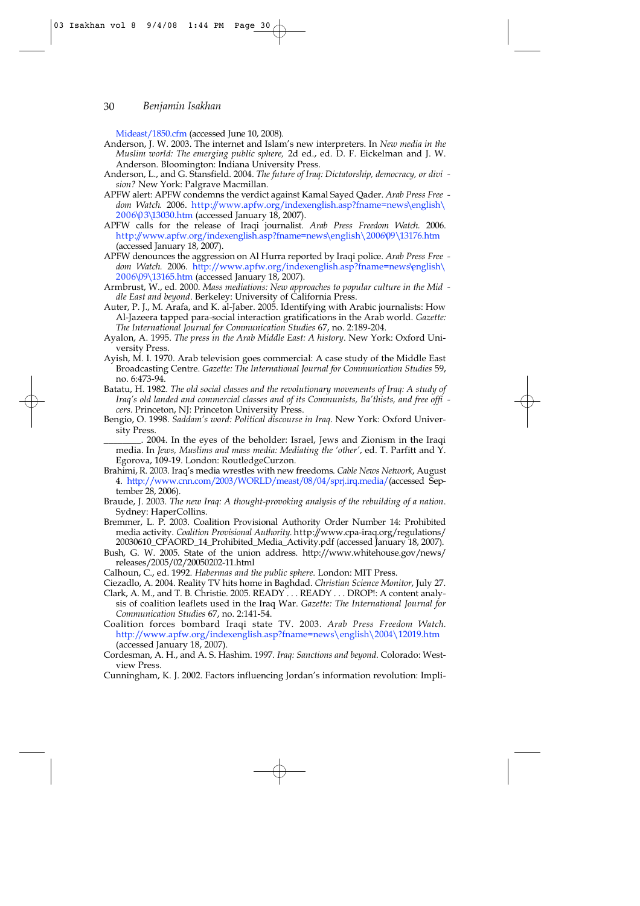Mideast/1850.cfm (accessed June 10, 2008).

Anderson, J. W. 2003. The internet and Islam's new interpreters. In *New media in the Muslim world: The emerging public sphere,* 2d ed., ed. D. F. Eickelman and J. W. Anderson. Bloomington: Indiana University Press.

Anderson, L., and G. Stansfield. 2004. *The future of Iraq: Dictatorship, democracy, or division?* New York: Palgrave Macmillan.

APFW alert: APFW condemns the verdict against Kamal Sayed Qader. *Arab Press Freedom Watch.* 2006. http://www.apfw.org/indexenglish.asp?fname=news\english\2006\03\13030.htm (accessed January 18, 2007).

APFW calls for the release of Iraqi journalist. *Arab Press Freedom Watch.* 2006. http://www.apfw.org/indexenglish.asp?fname=news\english\2006\09\13176.htm (accessed January 18, 2007).

APFW denounces the aggression on Al Hurra reported by Iraqi police. *Arab Press Freedom Watch.* 2006. http://www.apfw.org/indexenglish.asp?fname=news\english\2006\09\13165.htm (accessed January 18, 2007).

Armbrust, W., ed. 2000. *Mass mediations: New approaches to popular culture in the Middle East and beyond.* Berkeley: University of California Press.

Auter, P. J., M. Arafa, and K. al-Jaber. 2005. Identifying with Arabic journalists: How Al-Jazeera tapped para-social interaction gratifications in the Arab world. *Gazette: The International Journal for Communication Studies* 67, no. 2:189-204.

Ayalon, A. 1995. *The press in the Arab Middle East: A history.* New York: Oxford University Press.

Ayish, M. I. 1970. Arab television goes commercial: A case study of the Middle East Broadcasting Centre. *Gazette: The International Journal for Communication Studies* 59, no. 6:473-94.

Batatu, H. 1982. *The old social classes and the revolutionary movements of Iraq: A study of Iraq's old landed and commercial classes and of its Communists, Ba'thists, and free officers.* Princeton, NJ: Princeton University Press.

Bengio, O. 1998. *Saddam's word: Political discourse in Iraq.* New York: Oxford University Press.

________. 2004. In the eyes of the beholder: Israel, Jews and Zionism in the Iraqi media. In *Jews, Muslims and mass media: Mediating the 'other'*, ed. T. Parfitt and Y. Egorova, 109-19. London: RoutledgeCurzon.

Brahimi, R. 2003. Iraq's media wrestles with new freedoms. *Cable News Network*, August 4. http://www.cnn.com/2003/WORLD/meast/08/04/sprj.irq.media/ (accessed September 28, 2006).

Braude, J. 2003. *The new Iraq: A thought-provoking analysis of the rebuilding of a nation.* Sydney: HaperCollins.

Bremmer, L. P. 2003. Coalition Provisional Authority Order Number 14: Prohibited media activity. *Coalition Provisional Authority.* http://www.cpa-iraq.org/regulations/20030610_CPAORD_14_Prohibited_Media_Activity.pdf (accessed January 18, 2007).

Bush, G. W. 2005. State of the union address. http://www.whitehouse.gov/news/releases/2005/02/20050202-11.html

Calhoun, C., ed. 1992. *Habermas and the public sphere.* London: MIT Press.

Ciezadlo, A. 2004. Reality TV hits home in Baghdad. *Christian Science Monitor*, July 27.

Clark, A. M., and T. B. Christie. 2005. READY . . . READY . . . DROP!: A content analysis of coalition leaflets used in the Iraq War. *Gazette: The International Journal for Communication Studies* 67, no. 2:141-54.

Coalition forces bombard Iraqi state TV. 2003. *Arab Press Freedom Watch.* http://www.apfw.org/indexenglish.asp?fname=news\english\2004\12019.htm (accessed January 18, 2007).

Cordesman, A. H., and A. S. Hashim. 1997. *Iraq: Sanctions and beyond.* Colorado: Westview Press.

Cunningham, K. J. 2002. Factors influencing Jordan's information revolution: Impli-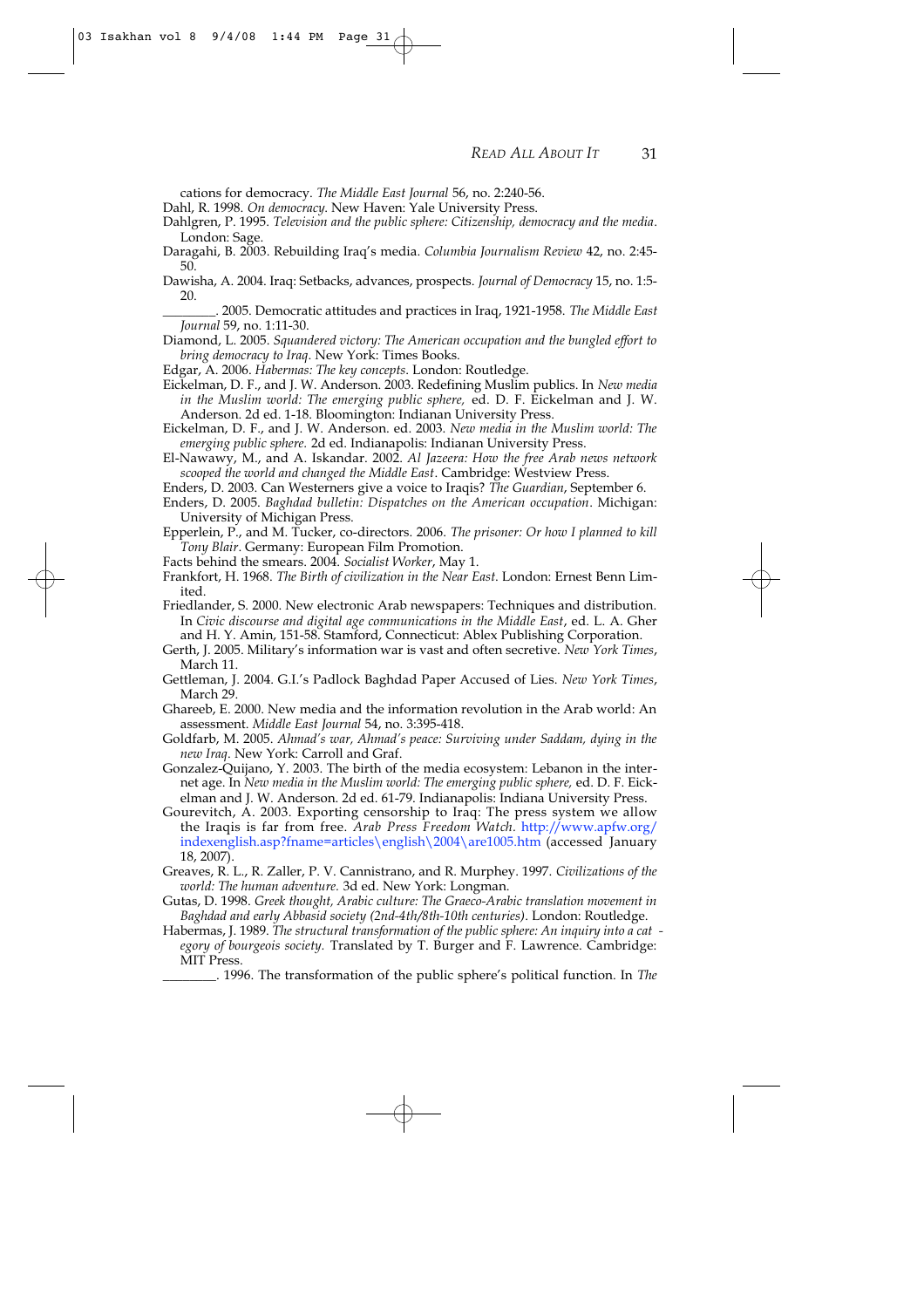cations for democracy. *The Middle East Journal* 56, no. 2:240-56.

Dahl, R. 1998. *On democracy.* New Haven: Yale University Press.

Dahlgren, P. 1995. *Television and the public sphere: Citizenship, democracy and the media*. London: Sage.

Daragahi, B. 2003. Rebuilding Iraq's media. *Columbia Journalism Review* 42, no. 2:45-50.

Dawisha, A. 2004. Iraq: Setbacks, advances, prospects. *Journal of Democracy* 15, no. 1:5-20.

________. 2005. Democratic attitudes and practices in Iraq, 1921-1958. *The Middle East Journal* 59, no. 1:11-30.

Diamond, L. 2005. *Squandered victory: The American occupation and the bungled effort to bring democracy to Iraq*. New York: Times Books.

Edgar, A. 2006. *Habermas: The key concepts*. London: Routledge.

Eickelman, D. F., and J. W. Anderson. 2003. Redefining Muslim publics. In *New media in the Muslim world: The emerging public sphere,* ed. D. F. Eickelman and J. W. Anderson. 2d ed. 1-18. Bloomington: Indianan University Press.

Eickelman, D. F., and J. W. Anderson. ed. 2003. *New media in the Muslim world: The emerging public sphere.* 2d ed. Indianapolis: Indianan University Press.

El-Nawawy, M., and A. Iskandar. 2002. *Al Jazeera: How the free Arab news network scooped the world and changed the Middle East*. Cambridge: Westview Press.

Enders, D. 2003. Can Westerners give a voice to Iraqis? *The Guardian*, September 6.

Enders, D. 2005. *Baghdad bulletin: Dispatches on the American occupation*. Michigan: University of Michigan Press.

Epperlein, P., and M. Tucker, co-directors. 2006. *The prisoner: Or how I planned to kill Tony Blair*. Germany: European Film Promotion.

Facts behind the smears. 2004. *Socialist Worker*, May 1.

Frankfort, H. 1968. *The Birth of civilization in the Near East*. London: Ernest Benn Limited.

Friedlander, S. 2000. New electronic Arab newspapers: Techniques and distribution. In *Civic discourse and digital age communications in the Middle East*, ed. L. A. Gher and H. Y. Amin, 151-58. Stamford, Connecticut: Ablex Publishing Corporation.

Gerth, J. 2005. Military's information war is vast and often secretive. *New York Times*, March 11.

Gettleman, J. 2004. G.I.'s Padlock Baghdad Paper Accused of Lies. *New York Times*, March 29.

Ghareeb, E. 2000. New media and the information revolution in the Arab world: An assessment. *Middle East Journal* 54, no. 3:395-418.

Goldfarb, M. 2005. *Ahmad's war, Ahmad's peace: Surviving under Saddam, dying in the new Iraq*. New York: Carroll and Graf.

Gonzalez-Quijano, Y. 2003. The birth of the media ecosystem: Lebanon in the internet age. In *New media in the Muslim world: The emerging public sphere,* ed. D. F. Eickelman and J. W. Anderson. 2d ed. 61-79. Indianapolis: Indiana University Press.

Gourevitch, A. 2003. Exporting censorship to Iraq: The press system we allow the Iraqis is far from free. *Arab Press Freedom Watch*. http://www.apfw.org/indexenglish.asp?fname=articles\english\2004\are1005.htm (accessed January 18, 2007).

Greaves, R. L., R. Zaller, P. V. Cannistrano, and R. Murphey. 1997. *Civilizations of the world: The human adventure.* 3d ed. New York: Longman.

Gutas, D. 1998. *Greek thought, Arabic culture: The Graeco-Arabic translation movement in Baghdad and early Abbasid society (2nd-4th/8th-10th centuries)*. London: Routledge.

Habermas, J. 1989. *The structural transformation of the public sphere: An inquiry into a category of bourgeois society.* Translated by T. Burger and F. Lawrence. Cambridge: MIT Press.

________. 1996. The transformation of the public sphere's political function. In *The*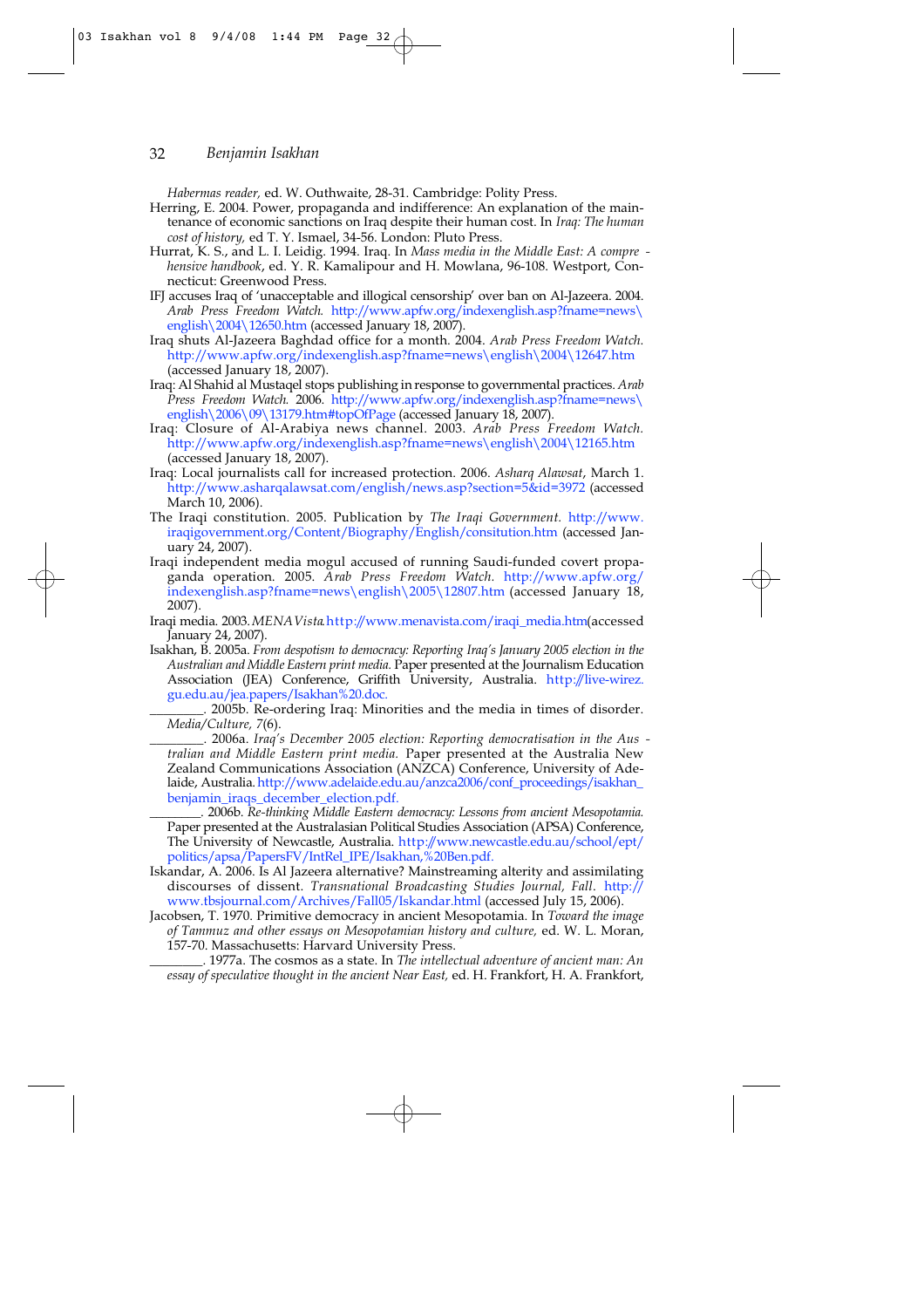*Habermas reader,* ed. W. Outhwaite, 28-31. Cambridge: Polity Press.

Herring, E. 2004. Power, propaganda and indifference: An explanation of the maintenance of economic sanctions on Iraq despite their human cost. In *Iraq: The human cost of history,* ed T. Y. Ismael, 34-56. London: Pluto Press.

Hurrat, K. S., and L. I. Leidig. 1994. Iraq. In *Mass media in the Middle East: A comprehensive handbook*, ed. Y. R. Kamalipour and H. Mowlana, 96-108. Westport, Connecticut: Greenwood Press.

IFJ accuses Iraq of 'unacceptable and illogical censorship' over ban on Al-Jazeera. 2004. *Arab Press Freedom Watch.* http://www.apfw.org/indexenglish.asp?fname=news\english\2004\12650.htm (accessed January 18, 2007).

Iraq shuts Al-Jazeera Baghdad office for a month. 2004. *Arab Press Freedom Watch.* http://www.apfw.org/indexenglish.asp?fname=news\english\2004\12647.htm (accessed January 18, 2007).

Iraq: Al Shahid al Mustaqel stops publishing in response to governmental practices. *Arab Press Freedom Watch.* 2006. http://www.apfw.org/indexenglish.asp?fname=news\english\2006\09\13179.htm#topOfPage (accessed January 18, 2007).

Iraq: Closure of Al-Arabiya news channel. 2003. *Arab Press Freedom Watch.* http://www.apfw.org/indexenglish.asp?fname=news\english\2004\12165.htm (accessed January 18, 2007).

Iraq: Local journalists call for increased protection. 2006. *Asharq Alawsat*, March 1. http://www.asharqalawsat.com/english/news.asp?section=5&id=3972 (accessed March 10, 2006).

The Iraqi constitution. 2005. Publication by *The Iraqi Government.* http://www.iraqigovernment.org/Content/Biography/English/consitution.htm (accessed January 24, 2007).

Iraqi independent media mogul accused of running Saudi-funded covert propaganda operation. 2005. *Arab Press Freedom Watch.* http://www.apfw.org/indexenglish.asp?fname=news\english\2005\12807.htm (accessed January 18, 2007).

Iraqi media. 2003. *MENA Vista.* http://www.menavista.com/iraqi_media.htm(accessed January 24, 2007).

Isakhan, B. 2005a. *From despotism to democracy: Reporting Iraq's January 2005 election in the Australian and Middle Eastern print media.* Paper presented at the Journalism Education Association (JEA) Conference, Griffith University, Australia. http://live-wirez.gu.edu.au/jea.papers/Isakhan%20.doc.

________. 2005b. Re-ordering Iraq: Minorities and the media in times of disorder. *Media/Culture, 7*(6).

________. 2006a. *Iraq's December 2005 election: Reporting democratisation in the Australian and Middle Eastern print media.* Paper presented at the Australia New Zealand Communications Association (ANZCA) Conference, University of Adelaide, Australia. http://www.adelaide.edu.au/anzca2006/conf_proceedings/isakhan_benjamin_iraqs_december_election.pdf.

________. 2006b. *Re-thinking Middle Eastern democracy: Lessons from ancient Mesopotamia.* Paper presented at the Australasian Political Studies Association (APSA) Conference, The University of Newcastle, Australia. http://www.newcastle.edu.au/school/ept/politics/apsa/PapersFV/IntRel_IPE/Isakhan,%20Ben.pdf.

Iskandar, A. 2006. Is Al Jazeera alternative? Mainstreaming alterity and assimilating discourses of dissent. *Transnational Broadcasting Studies Journal, Fall*. http://www.tbsjournal.com/Archives/Fall05/Iskandar.html (accessed July 15, 2006).

Jacobsen, T. 1970. Primitive democracy in ancient Mesopotamia. In *Toward the image of Tammuz and other essays on Mesopotamian history and culture,* ed. W. L. Moran, 157-70. Massachusetts: Harvard University Press.

________. 1977a. The cosmos as a state. In *The intellectual adventure of ancient man: An essay of speculative thought in the ancient Near East,* ed. H. Frankfort, H. A. Frankfort,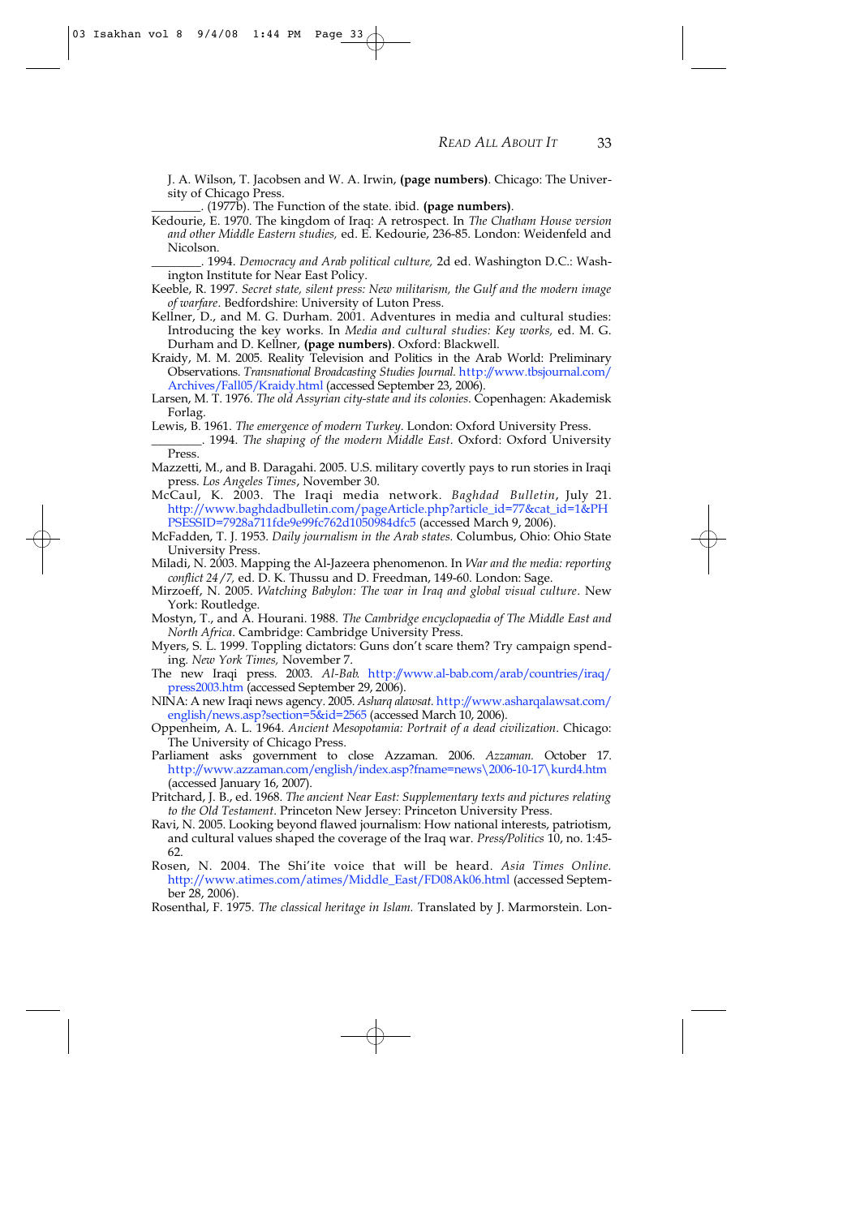J. A. Wilson, T. Jacobsen and W. A. Irwin, **(page numbers)**. Chicago: The University of Chicago Press.

________. (1977b). The Function of the state. ibid. **(page numbers)**.

Kedourie, E. 1970. The kingdom of Iraq: A retrospect. In *The Chatham House version and other Middle Eastern studies,* ed. E. Kedourie, 236-85. London: Weidenfeld and Nicolson.

________. 1994. *Democracy and Arab political culture,* 2d ed. Washington D.C.: Washington Institute for Near East Policy.

Keeble, R. 1997. *Secret state, silent press: New militarism, the Gulf and the modern image of warfare*. Bedfordshire: University of Luton Press.

Kellner, D., and M. G. Durham. 2001. Adventures in media and cultural studies: Introducing the key works. In *Media and cultural studies: Key works,* ed. M. G. Durham and D. Kellner, **(page numbers)**. Oxford: Blackwell.

Kraidy, M. M. 2005. Reality Television and Politics in the Arab World: Preliminary Observations. *Transnational Broadcasting Studies Journal.* http://www.tbsjournal.com/Archives/Fall05/Kraidy.html (accessed September 23, 2006).

Larsen, M. T. 1976. *The old Assyrian city-state and its colonies*. Copenhagen: Akademisk Forlag.

Lewis, B. 1961. *The emergence of modern Turkey*. London: Oxford University Press.

________. 1994. *The shaping of the modern Middle East*. Oxford: Oxford University Press.

Mazzetti, M., and B. Daragahi. 2005. U.S. military covertly pays to run stories in Iraqi press. *Los Angeles Times*, November 30.

McCaul, K. 2003. The Iraqi media network. *Baghdad Bulletin*, July 21. http://www.baghdadbulletin.com/pageArticle.php?article_id=77&cat_id=1&PHPSESSID=7928a711fde9e99fc762d1050984dfc5 (accessed March 9, 2006).

McFadden, T. J. 1953. *Daily journalism in the Arab states*. Columbus, Ohio: Ohio State University Press.

Miladi, N. 2003. Mapping the Al-Jazeera phenomenon. In *War and the media: reporting conflict 24/7,* ed. D. K. Thussu and D. Freedman, 149-60. London: Sage.

Mirzoeff, N. 2005. *Watching Babylon: The war in Iraq and global visual culture*. New York: Routledge.

Mostyn, T., and A. Hourani. 1988. *The Cambridge encyclopaedia of The Middle East and North Africa*. Cambridge: Cambridge University Press.

Myers, S. L. 1999. Toppling dictators: Guns don't scare them? Try campaign spending. *New York Times,* November 7.

The new Iraqi press. 2003. *Al-Bab.* http://www.al-bab.com/arab/countries/iraq/press2003.htm (accessed September 29, 2006).

NINA: A new Iraqi news agency. 2005. *Asharq alawsat.* http://www.asharqalawsat.com/english/news.asp?section=5&id=2565 (accessed March 10, 2006).

Oppenheim, A. L. 1964. *Ancient Mesopotamia: Portrait of a dead civilization*. Chicago: The University of Chicago Press.

Parliament asks government to close Azzaman. 2006. *Azzaman.* October 17. http://www.azzaman.com/english/index.asp?fname=news\2006-10-17\kurd4.htm (accessed January 16, 2007).

Pritchard, J. B., ed. 1968. *The ancient Near East: Supplementary texts and pictures relating to the Old Testament*. Princeton New Jersey: Princeton University Press.

Ravi, N. 2005. Looking beyond flawed journalism: How national interests, patriotism, and cultural values shaped the coverage of the Iraq war. *Press/Politics* 10, no. 1:45-62.

Rosen, N. 2004. The Shi'ite voice that will be heard. *Asia Times Online.* http://www.atimes.com/atimes/Middle_East/FD08Ak06.html (accessed September 28, 2006).

Rosenthal, F. 1975. *The classical heritage in Islam.* Translated by J. Marmorstein. Lon-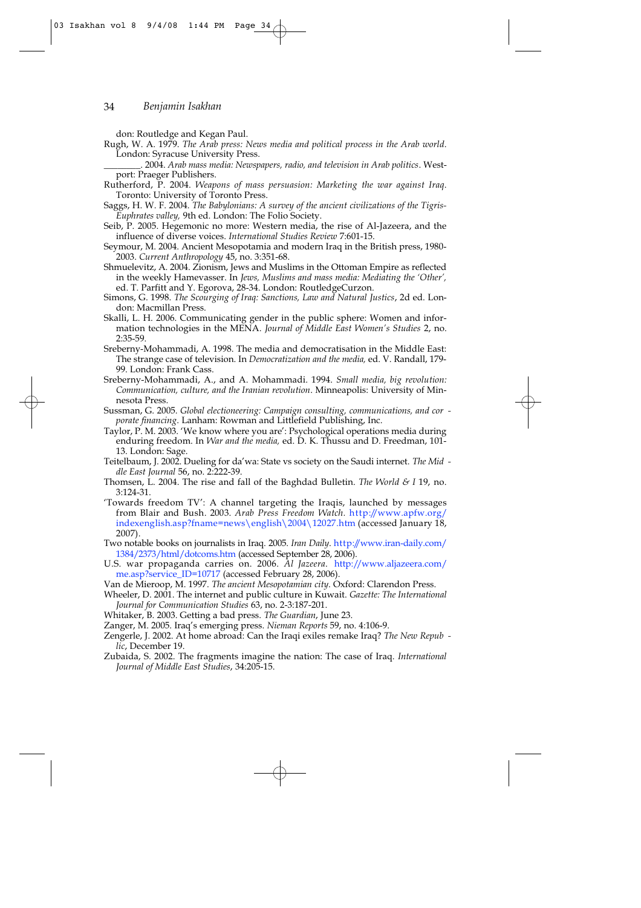don: Routledge and Kegan Paul.

Rugh, W. A. 1979. *The Arab press: News media and political process in the Arab world*. London: Syracuse University Press.

________. 2004. *Arab mass media: Newspapers, radio, and television in Arab politics*. Westport: Praeger Publishers.

Rutherford, P. 2004. *Weapons of mass persuasion: Marketing the war against Iraq*. Toronto: University of Toronto Press.

Saggs, H. W. F. 2004. *The Babylonians: A survey of the ancient civilizations of the Tigris-Euphrates valley,* 9th ed. London: The Folio Society.

Seib, P. 2005. Hegemonic no more: Western media, the rise of Al-Jazeera, and the influence of diverse voices. *International Studies Review* 7:601-15.

Seymour, M. 2004. Ancient Mesopotamia and modern Iraq in the British press, 1980-2003. *Current Anthropology* 45, no. 3:351-68.

Shmuelevitz, A. 2004. Zionism, Jews and Muslims in the Ottoman Empire as reflected in the weekly Hamevasser. In *Jews, Muslims and mass media: Mediating the 'Other',* ed. T. Parfitt and Y. Egorova, 28-34. London: RoutledgeCurzon.

Simons, G. 1998. *The Scourging of Iraq: Sanctions, Law and Natural Justics*, 2d ed. London: Macmillan Press.

Skalli, L. H. 2006. Communicating gender in the public sphere: Women and information technologies in the MENA. *Journal of Middle East Women's Studies* 2, no. 2:35-59.

Sreberny-Mohammadi, A. 1998. The media and democratisation in the Middle East: The strange case of television. In *Democratization and the media,* ed. V. Randall, 179-99. London: Frank Cass.

Sreberny-Mohammadi, A., and A. Mohammadi. 1994. *Small media, big revolution: Communication, culture, and the Iranian revolution*. Minneapolis: University of Minnesota Press.

Sussman, G. 2005. *Global electioneering: Campaign consulting, communications, and corporate financing*. Lanham: Rowman and Littlefield Publishing, Inc.

Taylor, P. M. 2003. 'We know where you are': Psychological operations media during enduring freedom. In *War and the media,* ed. D. K. Thussu and D. Freedman, 101-13. London: Sage.

Teitelbaum, J. 2002. Dueling for da'wa: State vs society on the Saudi internet. *The Middle East Journal* 56, no. 2:222-39.

Thomsen, L. 2004. The rise and fall of the Baghdad Bulletin. *The World & I* 19, no. 3:124-31.

'Towards freedom TV': A channel targeting the Iraqis, launched by messages from Blair and Bush. 2003. *Arab Press Freedom Watch.* http://www.apfw.org/indexenglish.asp?fname=news\english\2004\12027.htm (accessed January 18, 2007).

Two notable books on journalists in Iraq. 2005. *Iran Daily*. http://www.iran-daily.com/1384/2373/html/dotcoms.htm (accessed September 28, 2006).

U.S. war propaganda carries on. 2006. *Al Jazeera*. http://www.aljazeera.com/me.asp?service_ID=10717 (accessed February 28, 2006).

Van de Mieroop, M. 1997. *The ancient Mesopotamian city*. Oxford: Clarendon Press.

Wheeler, D. 2001. The internet and public culture in Kuwait. *Gazette: The International Journal for Communication Studies* 63, no. 2-3:187-201.

Whitaker, B. 2003. Getting a bad press. *The Guardian*, June 23.

Zanger, M. 2005. Iraq's emerging press. *Nieman Reports* 59, no. 4:106-9.

Zengerle, J. 2002. At home abroad: Can the Iraqi exiles remake Iraq? *The New Republic*, December 19.

Zubaida, S. 2002. The fragments imagine the nation: The case of Iraq. *International Journal of Middle East Studies*, 34:205-15.